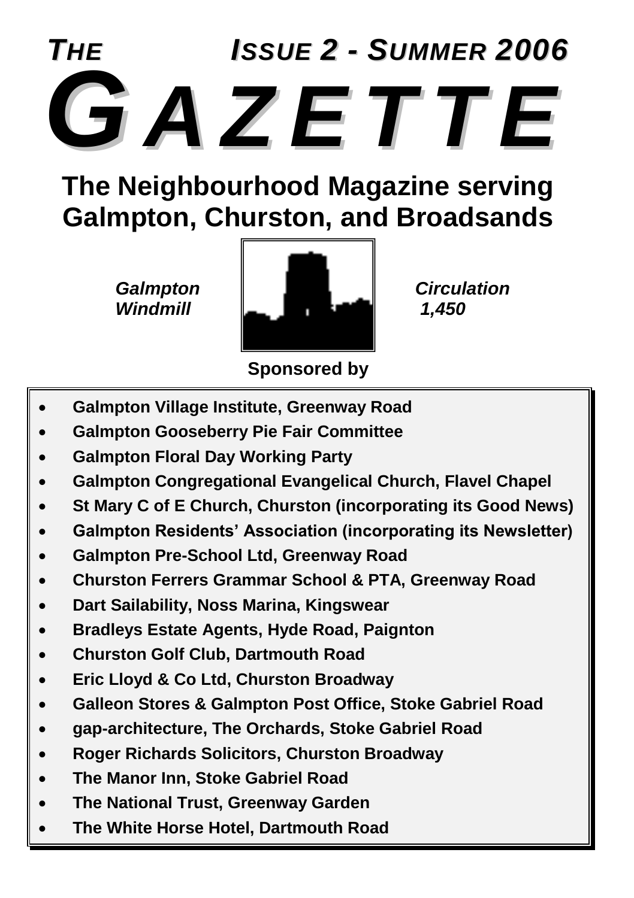# THE GAZETTE

**ISSUE 2 - SUMMER 2006**

## The Neighbourhood Magazine serving Galmpton, Churston, and Broadsands

*Galmpton Windmill*

*Circulation 1,450*

**Sponsored by**

- **Galmpton Village Institute, Greenway Road**
- **Galmpton Gooseberry Pie Fair Committee**
- **Galmpton Floral Day Working Party**
- **Galmpton Congregational Evangelical Church, Flavel Chapel**
- **St Mary C of E Church, Churston (incorporating its Good News)**
- **Galmpton Residents' Association (incorporating its Newsletter)**
- **Galmpton Pre-School Ltd, Greenway Road**
- **Churston Ferrers Grammar School & PTA, Greenway Road**
- **Dart Sailability, Noss Marina, Kingswear**
- **Bradleys Estate Agents, Hyde Road, Paignton**
- **Churston Golf Club, Dartmouth Road**
- **Eric Lloyd & Co Ltd, Churston Broadway**
- **Galleon Stores & Galmpton Post Office, Stoke Gabriel Road**
- **gap-architecture, The Orchards, Stoke Gabriel Road**
- **Roger Richards Solicitors, Churston Broadway**
- **The Manor Inn, Stoke Gabriel Road**
- **The National Trust, Greenway Garden**
- **The White Horse Hotel, Dartmouth Road**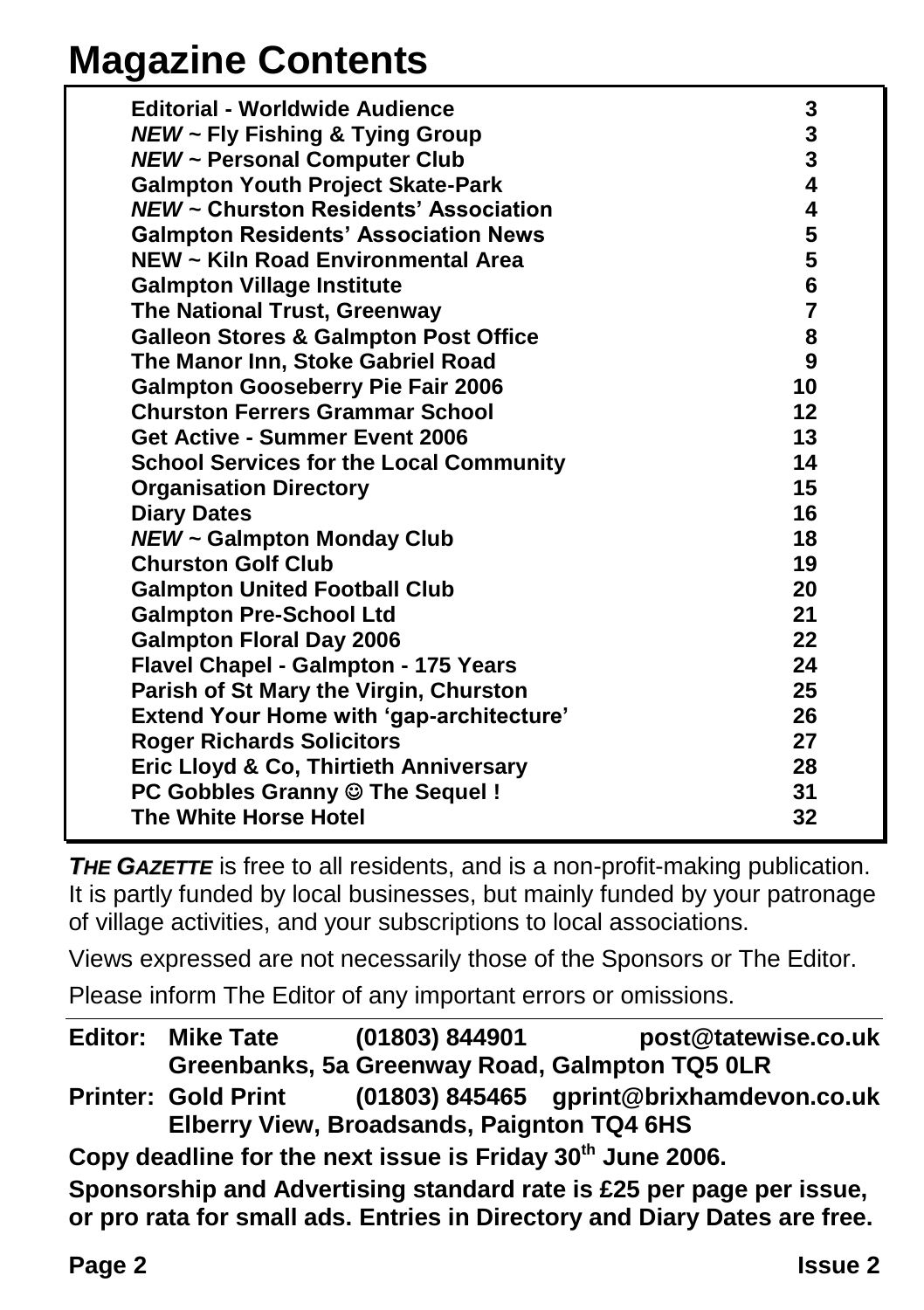# Magazine Contents

| | |
|---|---|
| **Editorial - Worldwide Audience** | **3** |
| ***NEW* ~ Fly Fishing & Tying Group** | **3** |
| ***NEW* ~ Personal Computer Club** | **3** |
| **Galmpton Youth Project Skate-Park** | **4** |
| ***NEW* ~ Churston Residents' Association** | **4** |
| **Galmpton Residents' Association News** | **5** |
| **NEW ~ Kiln Road Environmental Area** | **5** |
| **Galmpton Village Institute** | **6** |
| **The National Trust, Greenway** | **7** |
| **Galleon Stores & Galmpton Post Office** | **8** |
| **The Manor Inn, Stoke Gabriel Road** | **9** |
| **Galmpton Gooseberry Pie Fair 2006** | **10** |
| **Churston Ferrers Grammar School** | **12** |
| **Get Active - Summer Event 2006** | **13** |
| **School Services for the Local Community** | **14** |
| **Organisation Directory** | **15** |
| **Diary Dates** | **16** |
| ***NEW* ~ Galmpton Monday Club** | **18** |
| **Churston Golf Club** | **19** |
| **Galmpton United Football Club** | **20** |
| **Galmpton Pre-School Ltd** | **21** |
| **Galmpton Floral Day 2006** | **22** |
| **Flavel Chapel - Galmpton - 175 Years** | **24** |
| **Parish of St Mary the Virgin, Churston** | **25** |
| **Extend Your Home with 'gap-architecture'** | **26** |
| **Roger Richards Solicitors** | **27** |
| **Eric Lloyd & Co, Thirtieth Anniversary** | **28** |
| **PC Gobbles Granny ☺ The Sequel !** | **31** |
| **The White Horse Hotel** | **32** |

***THE GAZETTE*** is free to all residents, and is a non-profit-making publication. It is partly funded by local businesses, but mainly funded by your patronage of village activities, and your subscriptions to local associations.

Views expressed are not necessarily those of the Sponsors or The Editor.

Please inform The Editor of any important errors or omissions.

**Editor: Mike Tate (01803) 844901 post@tatewise.co.uk**
**Greenbanks, 5a Greenway Road, Galmpton TQ5 0LR**

**Printer: Gold Print (01803) 845465 gprint@brixhamdevon.co.uk**
**Elberry View, Broadsands, Paignton TQ4 6HS**

**Copy deadline for the next issue is Friday 30th June 2006.**

**Sponsorship and Advertising standard rate is £25 per page per issue, or pro rata for small ads. Entries in Directory and Diary Dates are free.**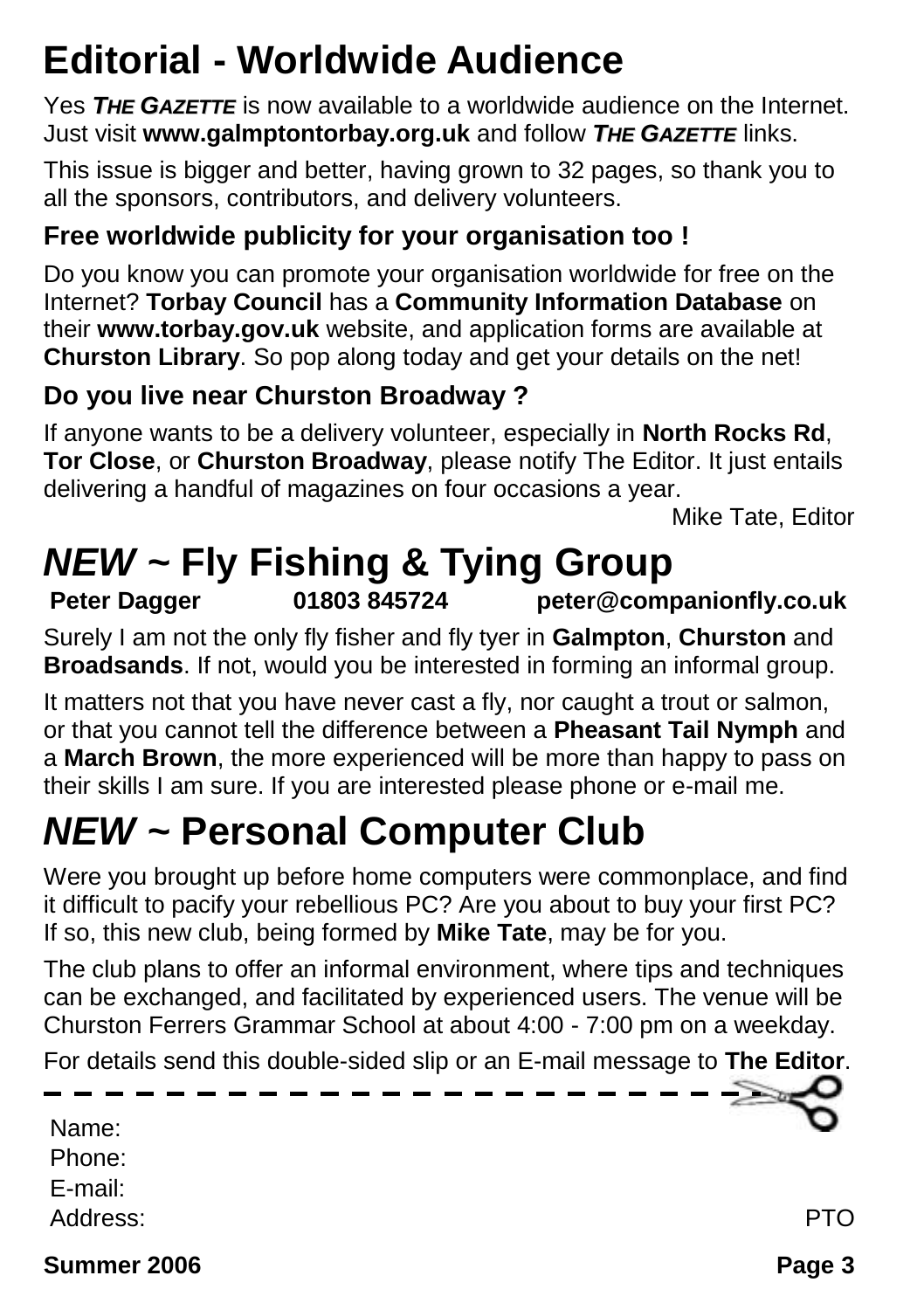# Editorial - Worldwide Audience

Yes ***THE GAZETTE*** is now available to a worldwide audience on the Internet. Just visit **www.galmptontorbay.org.uk** and follow ***THE GAZETTE*** links.

This issue is bigger and better, having grown to 32 pages, so thank you to all the sponsors, contributors, and delivery volunteers.

### Free worldwide publicity for your organisation too !

Do you know you can promote your organisation worldwide for free on the Internet? **Torbay Council** has a **Community Information Database** on their **www.torbay.gov.uk** website, and application forms are available at **Churston Library**. So pop along today and get your details on the net!

### Do you live near Churston Broadway ?

If anyone wants to be a delivery volunteer, especially in **North Rocks Rd**, **Tor Close**, or **Churston Broadway**, please notify The Editor. It just entails delivering a handful of magazines on four occasions a year.

Mike Tate, Editor

# *NEW* ~ Fly Fishing & Tying Group

**Peter Dagger 01803 845724 peter@companionfly.co.uk**

Surely I am not the only fly fisher and fly tyer in **Galmpton**, **Churston** and **Broadsands**. If not, would you be interested in forming an informal group.

It matters not that you have never cast a fly, nor caught a trout or salmon, or that you cannot tell the difference between a **Pheasant Tail Nymph** and a **March Brown**, the more experienced will be more than happy to pass on their skills I am sure. If you are interested please phone or e-mail me.

# *NEW* ~ Personal Computer Club

Were you brought up before home computers were commonplace, and find it difficult to pacify your rebellious PC? Are you about to buy your first PC? If so, this new club, being formed by **Mike Tate**, may be for you.

The club plans to offer an informal environment, where tips and techniques can be exchanged, and facilitated by experienced users. The venue will be Churston Ferrers Grammar School at about 4:00 - 7:00 pm on a weekday.

For details send this double-sided slip or an E-mail message to **The Editor**.

---

Name:
Phone:
E-mail:
Address:

PTO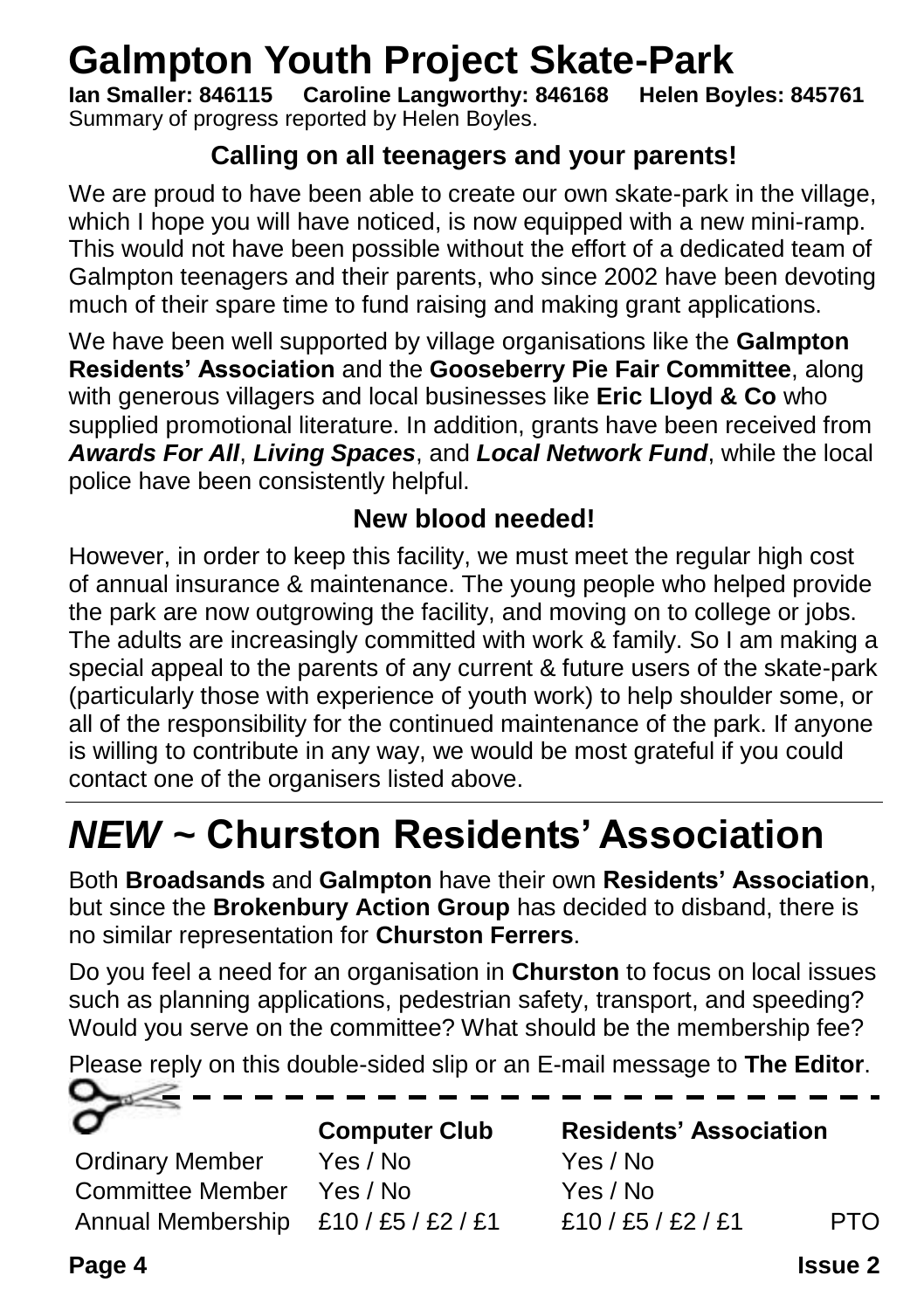# Galmpton Youth Project Skate-Park

**Ian Smaller: 846115 Caroline Langworthy: 846168 Helen Boyles: 845761**
Summary of progress reported by Helen Boyles.

### Calling on all teenagers and your parents!

We are proud to have been able to create our own skate-park in the village, which I hope you will have noticed, is now equipped with a new mini-ramp. This would not have been possible without the effort of a dedicated team of Galmpton teenagers and their parents, who since 2002 have been devoting much of their spare time to fund raising and making grant applications.

We have been well supported by village organisations like the **Galmpton Residents' Association** and the **Gooseberry Pie Fair Committee**, along with generous villagers and local businesses like **Eric Lloyd & Co** who supplied promotional literature. In addition, grants have been received from ***Awards For All***, ***Living Spaces***, and ***Local Network Fund***, while the local police have been consistently helpful.

### New blood needed!

However, in order to keep this facility, we must meet the regular high cost of annual insurance & maintenance. The young people who helped provide the park are now outgrowing the facility, and moving on to college or jobs. The adults are increasingly committed with work & family. So I am making a special appeal to the parents of any current & future users of the skate-park (particularly those with experience of youth work) to help shoulder some, or all of the responsibility for the continued maintenance of the park. If anyone is willing to contribute in any way, we would be most grateful if you could contact one of the organisers listed above.

---

# *NEW* ~ Churston Residents' Association

Both **Broadsands** and **Galmpton** have their own **Residents' Association**, but since the **Brokenbury Action Group** has decided to disband, there is no similar representation for **Churston Ferrers**.

Do you feel a need for an organisation in **Churston** to focus on local issues such as planning applications, pedestrian safety, transport, and speeding? Would you serve on the committee? What should be the membership fee?

Please reply on this double-sided slip or an E-mail message to **The Editor**.

|  | **Computer Club** | **Residents' Association** |  |
|---|---|---|---|
| Ordinary Member | Yes / No | Yes / No |  |
| Committee Member | Yes / No | Yes / No |  |
| Annual Membership | £10 / £5 / £2 / £1 | £10 / £5 / £2 / £1 | PTO |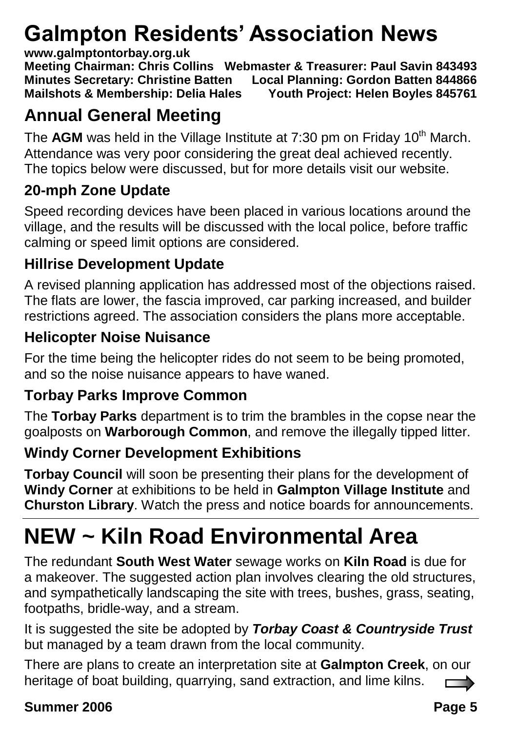# Galmpton Residents' Association News

**www.galmptontorbay.org.uk**
**Meeting Chairman: Chris Collins Webmaster & Treasurer: Paul Savin 843493**
**Minutes Secretary: Christine Batten Local Planning: Gordon Batten 844866**
**Mailshots & Membership: Delia Hales Youth Project: Helen Boyles 845761**

## Annual General Meeting

The **AGM** was held in the Village Institute at 7:30 pm on Friday 10th March. Attendance was very poor considering the great deal achieved recently. The topics below were discussed, but for more details visit our website.

### 20-mph Zone Update

Speed recording devices have been placed in various locations around the village, and the results will be discussed with the local police, before traffic calming or speed limit options are considered.

### Hillrise Development Update

A revised planning application has addressed most of the objections raised. The flats are lower, the fascia improved, car parking increased, and builder restrictions agreed. The association considers the plans more acceptable.

### Helicopter Noise Nuisance

For the time being the helicopter rides do not seem to be being promoted, and so the noise nuisance appears to have waned.

### Torbay Parks Improve Common

The **Torbay Parks** department is to trim the brambles in the copse near the goalposts on **Warborough Common**, and remove the illegally tipped litter.

### Windy Corner Development Exhibitions

**Torbay Council** will soon be presenting their plans for the development of **Windy Corner** at exhibitions to be held in **Galmpton Village Institute** and **Churston Library**. Watch the press and notice boards for announcements.

# NEW ~ Kiln Road Environmental Area

The redundant **South West Water** sewage works on **Kiln Road** is due for a makeover. The suggested action plan involves clearing the old structures, and sympathetically landscaping the site with trees, bushes, grass, seating, footpaths, bridle-way, and a stream.

It is suggested the site be adopted by ***Torbay Coast & Countryside Trust*** but managed by a team drawn from the local community.

There are plans to create an interpretation site at **Galmpton Creek**, on our heritage of boat building, quarrying, sand extraction, and lime kilns.

**Summer 2006**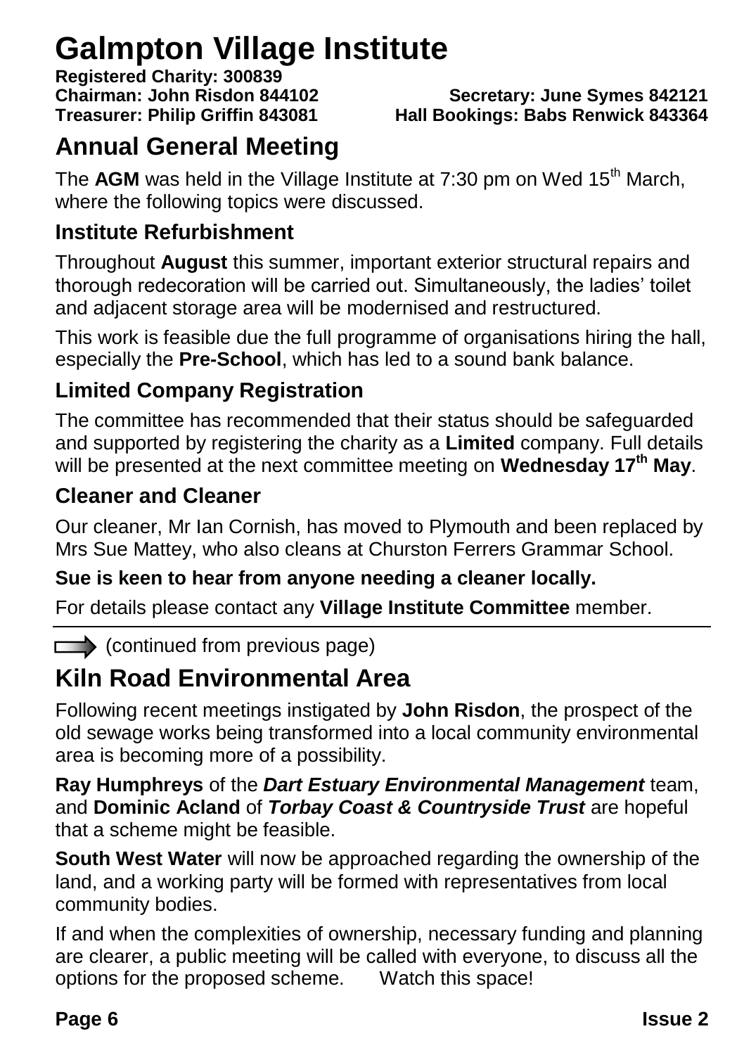# Galmpton Village Institute

**Registered Charity: 300839**
**Chairman: John Risdon 844102** **Secretary: June Symes 842121**
**Treasurer: Philip Griffin 843081** **Hall Bookings: Babs Renwick 843364**

## Annual General Meeting

The **AGM** was held in the Village Institute at 7:30 pm on Wed 15th March, where the following topics were discussed.

### Institute Refurbishment

Throughout **August** this summer, important exterior structural repairs and thorough redecoration will be carried out. Simultaneously, the ladies' toilet and adjacent storage area will be modernised and restructured.

This work is feasible due the full programme of organisations hiring the hall, especially the **Pre-School**, which has led to a sound bank balance.

### Limited Company Registration

The committee has recommended that their status should be safeguarded and supported by registering the charity as a **Limited** company. Full details will be presented at the next committee meeting on **Wednesday 17th May**.

### Cleaner and Cleaner

Our cleaner, Mr Ian Cornish, has moved to Plymouth and been replaced by Mrs Sue Mattey, who also cleans at Churston Ferrers Grammar School.

**Sue is keen to hear from anyone needing a cleaner locally.**

For details please contact any **Village Institute Committee** member.

---

(continued from previous page)

## Kiln Road Environmental Area

Following recent meetings instigated by **John Risdon**, the prospect of the old sewage works being transformed into a local community environmental area is becoming more of a possibility.

**Ray Humphreys** of the ***Dart Estuary Environmental Management*** team, and **Dominic Acland** of ***Torbay Coast & Countryside Trust*** are hopeful that a scheme might be feasible.

**South West Water** will now be approached regarding the ownership of the land, and a working party will be formed with representatives from local community bodies.

If and when the complexities of ownership, necessary funding and planning are clearer, a public meeting will be called with everyone, to discuss all the options for the proposed scheme. Watch this space!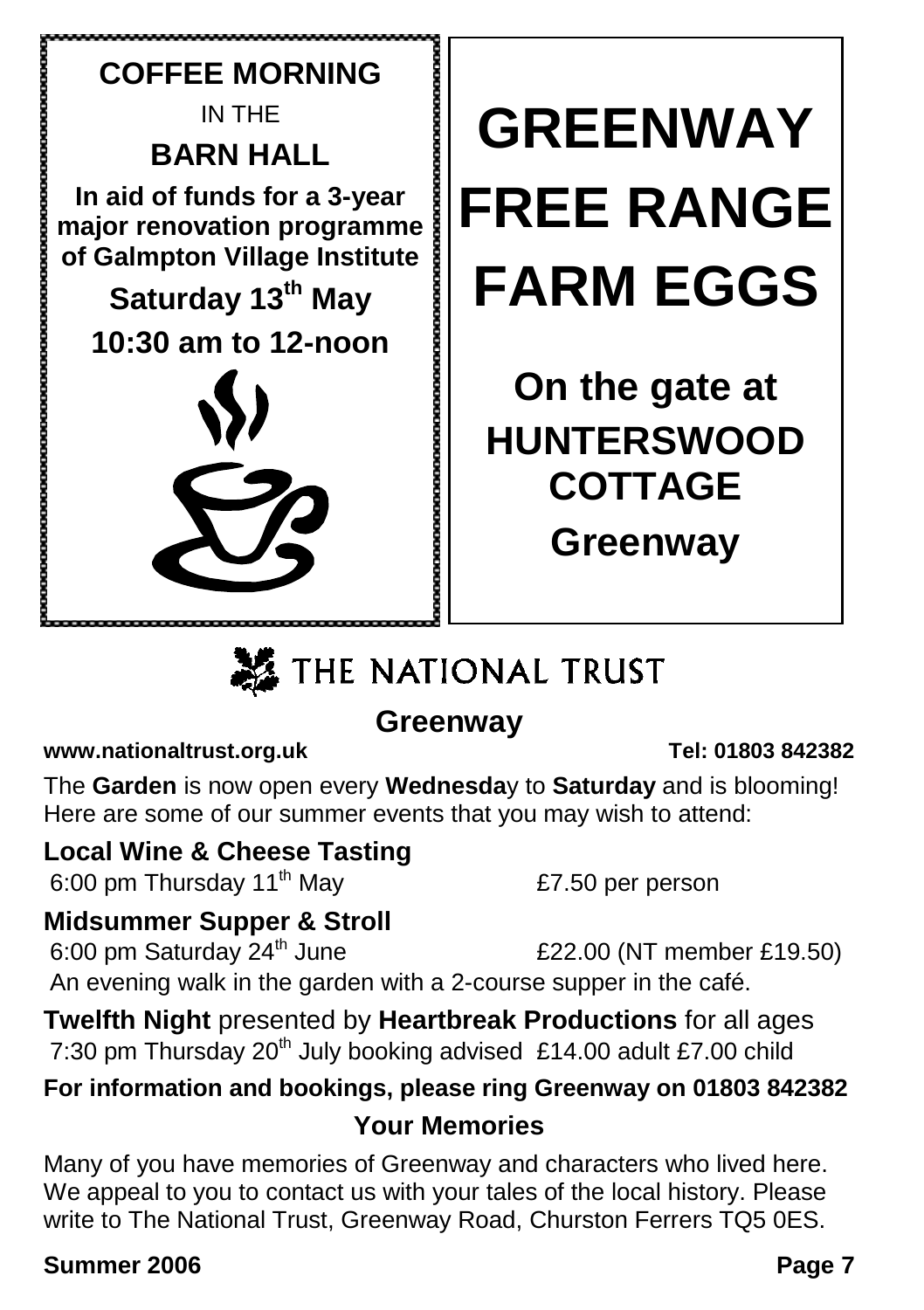**COFFEE MORNING**

IN THE

**BARN HALL**

**In aid of funds for a 3-year major renovation programme of Galmpton Village Institute**

**Saturday 13th May**

**10:30 am to 12-noon**

# GREENWAY FREE RANGE FARM EGGS

**On the gate at HUNTERSWOOD COTTAGE Greenway**

## THE NATIONAL TRUST

### Greenway

**www.nationaltrust.org.uk** **Tel: 01803 842382**

The **Garden** is now open every **Wednesda**y to **Saturday** and is blooming! Here are some of our summer events that you may wish to attend:

**Local Wine & Cheese Tasting**
6:00 pm Thursday 11th May — £7.50 per person

**Midsummer Supper & Stroll**
6:00 pm Saturday 24th June — £22.00 (NT member £19.50)
An evening walk in the garden with a 2-course supper in the café.

**Twelfth Night** presented by **Heartbreak Productions** for all ages
7:30 pm Thursday 20th July booking advised £14.00 adult £7.00 child

**For information and bookings, please ring Greenway on 01803 842382**

### Your Memories

Many of you have memories of Greenway and characters who lived here. We appeal to you to contact us with your tales of the local history. Please write to The National Trust, Greenway Road, Churston Ferrers TQ5 0ES.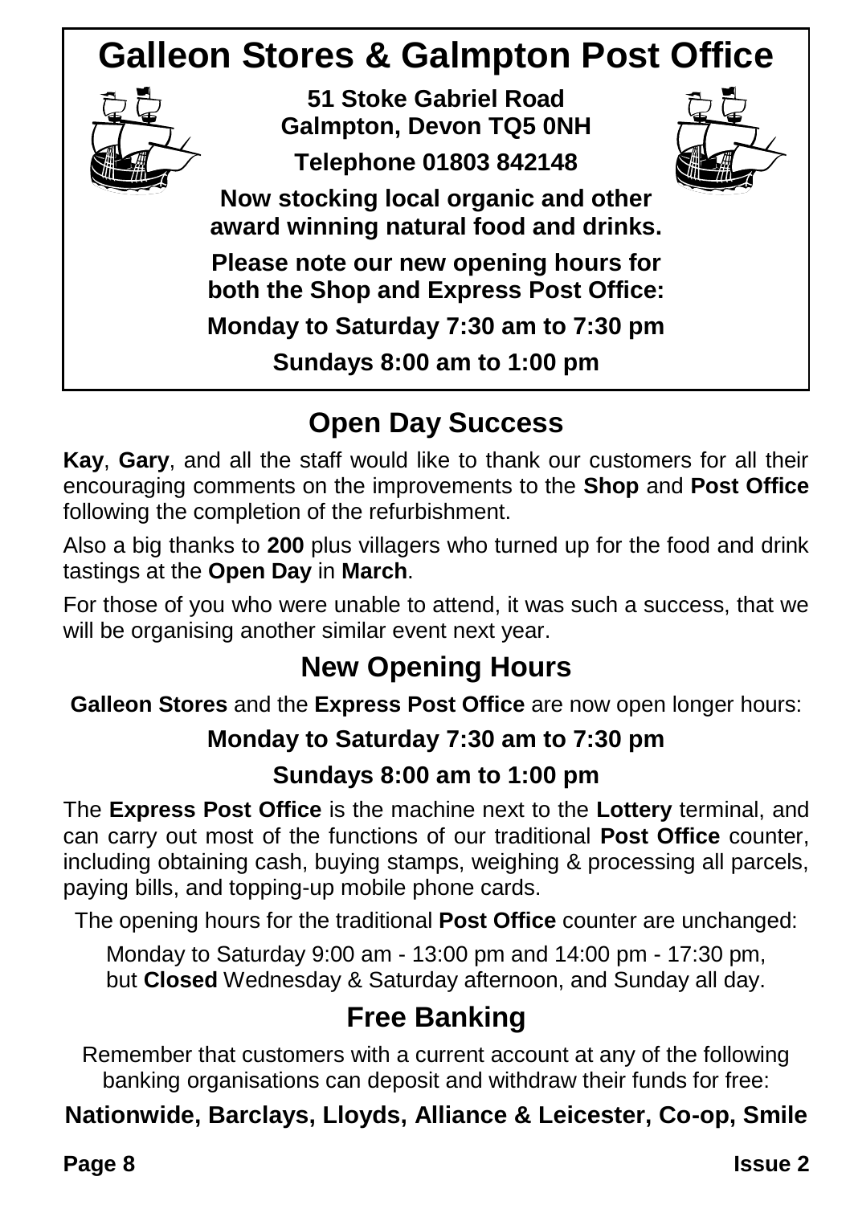# Galleon Stores & Galmpton Post Office

**51 Stoke Gabriel Road**
**Galmpton, Devon TQ5 0NH**

**Telephone 01803 842148**

**Now stocking local organic and other award winning natural food and drinks.**

**Please note our new opening hours for both the Shop and Express Post Office:**

**Monday to Saturday 7:30 am to 7:30 pm**

**Sundays 8:00 am to 1:00 pm**

## Open Day Success

**Kay**, **Gary**, and all the staff would like to thank our customers for all their encouraging comments on the improvements to the **Shop** and **Post Office** following the completion of the refurbishment.

Also a big thanks to **200** plus villagers who turned up for the food and drink tastings at the **Open Day** in **March**.

For those of you who were unable to attend, it was such a success, that we will be organising another similar event next year.

## New Opening Hours

**Galleon Stores** and the **Express Post Office** are now open longer hours:

**Monday to Saturday 7:30 am to 7:30 pm**

**Sundays 8:00 am to 1:00 pm**

The **Express Post Office** is the machine next to the **Lottery** terminal, and can carry out most of the functions of our traditional **Post Office** counter, including obtaining cash, buying stamps, weighing & processing all parcels, paying bills, and topping-up mobile phone cards.

The opening hours for the traditional **Post Office** counter are unchanged:

Monday to Saturday 9:00 am - 13:00 pm and 14:00 pm - 17:30 pm, but **Closed** Wednesday & Saturday afternoon, and Sunday all day.

## Free Banking

Remember that customers with a current account at any of the following banking organisations can deposit and withdraw their funds for free:

**Nationwide, Barclays, Lloyds, Alliance & Leicester, Co-op, Smile**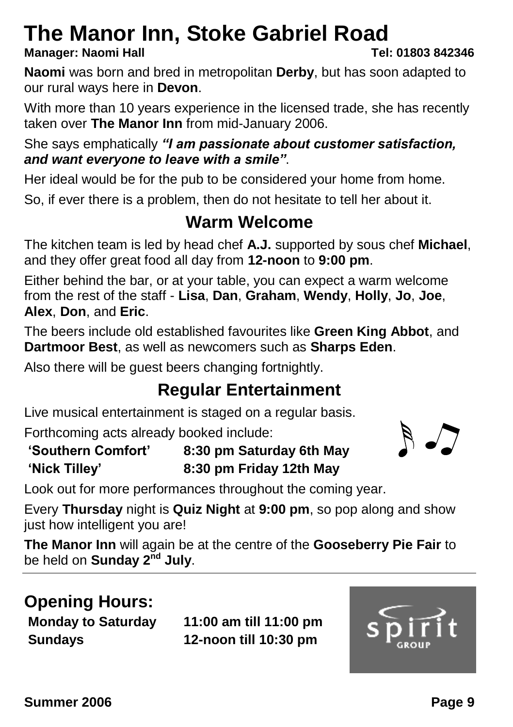# The Manor Inn, Stoke Gabriel Road

**Manager: Naomi Hall** **Tel: 01803 842346**

**Naomi** was born and bred in metropolitan **Derby**, but has soon adapted to our rural ways here in **Devon**.

With more than 10 years experience in the licensed trade, she has recently taken over **The Manor Inn** from mid-January 2006.

She says emphatically ***"I am passionate about customer satisfaction, and want everyone to leave with a smile"***.

Her ideal would be for the pub to be considered your home from home.

So, if ever there is a problem, then do not hesitate to tell her about it.

## Warm Welcome

The kitchen team is led by head chef **A.J.** supported by sous chef **Michael**, and they offer great food all day from **12-noon** to **9:00 pm**.

Either behind the bar, or at your table, you can expect a warm welcome from the rest of the staff - **Lisa**, **Dan**, **Graham**, **Wendy**, **Holly**, **Jo**, **Joe**, **Alex**, **Don**, and **Eric**.

The beers include old established favourites like **Green King Abbot**, and **Dartmoor Best**, as well as newcomers such as **Sharps Eden**.

Also there will be guest beers changing fortnightly.

## Regular Entertainment

Live musical entertainment is staged on a regular basis.

Forthcoming acts already booked include:

| | |
|---|---|
| **'Southern Comfort'** | **8:30 pm Saturday 6th May** |
| **'Nick Tilley'** | **8:30 pm Friday 12th May** |

Look out for more performances throughout the coming year.

Every **Thursday** night is **Quiz Night** at **9:00 pm**, so pop along and show just how intelligent you are!

**The Manor Inn** will again be at the centre of the **Gooseberry Pie Fair** to be held on **Sunday 2nd July**.

---

## Opening Hours:

| | |
|---|---|
| **Monday to Saturday** | **11:00 am till 11:00 pm** |
| **Sundays** | **12-noon till 10:30 pm** |

spirit GROUP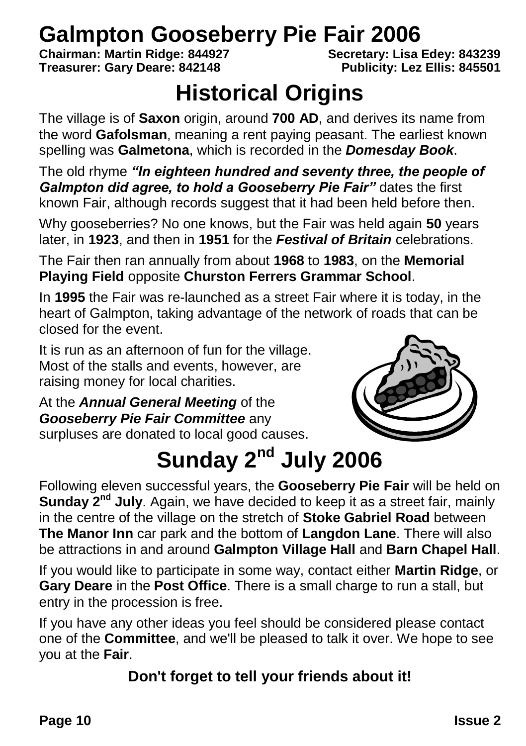# Galmpton Gooseberry Pie Fair 2006

**Chairman: Martin Ridge: 844927** **Secretary: Lisa Edey: 843239**
**Treasurer: Gary Deare: 842148** **Publicity: Lez Ellis: 845501**

## Historical Origins

The village is of **Saxon** origin, around **700 AD**, and derives its name from the word **Gafolsman**, meaning a rent paying peasant. The earliest known spelling was **Galmetona**, which is recorded in the ***Domesday Book***.

The old rhyme ***"In eighteen hundred and seventy three, the people of Galmpton did agree, to hold a Gooseberry Pie Fair"*** dates the first known Fair, although records suggest that it had been held before then.

Why gooseberries? No one knows, but the Fair was held again **50** years later, in **1923**, and then in **1951** for the ***Festival of Britain*** celebrations.

The Fair then ran annually from about **1968** to **1983**, on the **Memorial Playing Field** opposite **Churston Ferrers Grammar School**.

In **1995** the Fair was re-launched as a street Fair where it is today, in the heart of Galmpton, taking advantage of the network of roads that can be closed for the event.

It is run as an afternoon of fun for the village. Most of the stalls and events, however, are raising money for local charities.

At the ***Annual General Meeting*** of the ***Gooseberry Pie Fair Committee*** any surpluses are donated to local good causes.

## Sunday 2nd July 2006

Following eleven successful years, the **Gooseberry Pie Fair** will be held on **Sunday 2nd July**. Again, we have decided to keep it as a street fair, mainly in the centre of the village on the stretch of **Stoke Gabriel Road** between **The Manor Inn** car park and the bottom of **Langdon Lane**. There will also be attractions in and around **Galmpton Village Hall** and **Barn Chapel Hall**.

If you would like to participate in some way, contact either **Martin Ridge**, or **Gary Deare** in the **Post Office**. There is a small charge to run a stall, but entry in the procession is free.

If you have any other ideas you feel should be considered please contact one of the **Committee**, and we'll be pleased to talk it over. We hope to see you at the **Fair**.

**Don't forget to tell your friends about it!**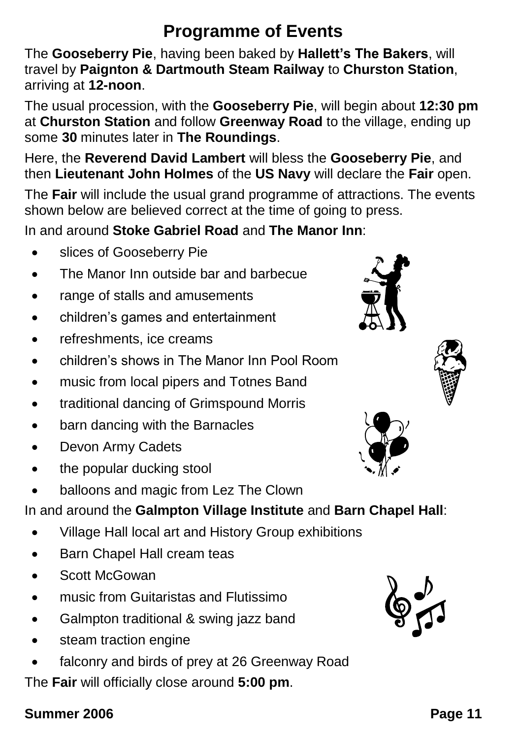# Programme of Events

The **Gooseberry Pie**, having been baked by **Hallett's The Bakers**, will travel by **Paignton & Dartmouth Steam Railway** to **Churston Station**, arriving at **12-noon**.

The usual procession, with the **Gooseberry Pie**, will begin about **12:30 pm** at **Churston Station** and follow **Greenway Road** to the village, ending up some **30** minutes later in **The Roundings**.

Here, the **Reverend David Lambert** will bless the **Gooseberry Pie**, and then **Lieutenant John Holmes** of the **US Navy** will declare the **Fair** open.

The **Fair** will include the usual grand programme of attractions. The events shown below are believed correct at the time of going to press.

In and around **Stoke Gabriel Road** and **The Manor Inn**:

- slices of Gooseberry Pie
- The Manor Inn outside bar and barbecue
- range of stalls and amusements
- children's games and entertainment
- refreshments, ice creams
- children's shows in The Manor Inn Pool Room
- music from local pipers and Totnes Band
- traditional dancing of Grimspound Morris
- barn dancing with the Barnacles
- Devon Army Cadets
- the popular ducking stool
- balloons and magic from Lez The Clown

In and around the **Galmpton Village Institute** and **Barn Chapel Hall**:

- Village Hall local art and History Group exhibitions
- Barn Chapel Hall cream teas
- Scott McGowan
- music from Guitaristas and Flutissimo
- Galmpton traditional & swing jazz band
- steam traction engine
- falconry and birds of prey at 26 Greenway Road

The **Fair** will officially close around **5:00 pm**.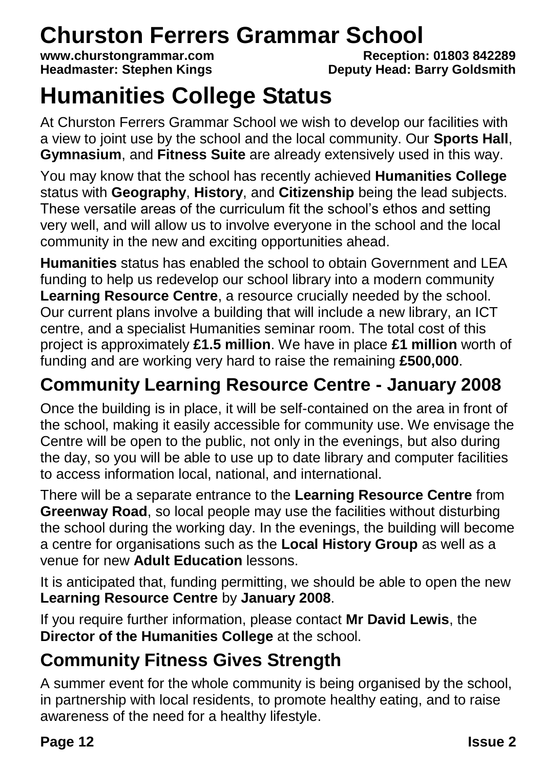# Churston Ferrers Grammar School

**www.churstongrammar.com** **Reception: 01803 842289**
**Headmaster: Stephen Kings** **Deputy Head: Barry Goldsmith**

# Humanities College Status

At Churston Ferrers Grammar School we wish to develop our facilities with a view to joint use by the school and the local community. Our **Sports Hall**, **Gymnasium**, and **Fitness Suite** are already extensively used in this way.

You may know that the school has recently achieved **Humanities College** status with **Geography**, **History**, and **Citizenship** being the lead subjects. These versatile areas of the curriculum fit the school's ethos and setting very well, and will allow us to involve everyone in the school and the local community in the new and exciting opportunities ahead.

**Humanities** status has enabled the school to obtain Government and LEA funding to help us redevelop our school library into a modern community **Learning Resource Centre**, a resource crucially needed by the school. Our current plans involve a building that will include a new library, an ICT centre, and a specialist Humanities seminar room. The total cost of this project is approximately **£1.5 million**. We have in place **£1 million** worth of funding and are working very hard to raise the remaining **£500,000**.

## Community Learning Resource Centre - January 2008

Once the building is in place, it will be self-contained on the area in front of the school, making it easily accessible for community use. We envisage the Centre will be open to the public, not only in the evenings, but also during the day, so you will be able to use up to date library and computer facilities to access information local, national, and international.

There will be a separate entrance to the **Learning Resource Centre** from **Greenway Road**, so local people may use the facilities without disturbing the school during the working day. In the evenings, the building will become a centre for organisations such as the **Local History Group** as well as a venue for new **Adult Education** lessons.

It is anticipated that, funding permitting, we should be able to open the new **Learning Resource Centre** by **January 2008**.

If you require further information, please contact **Mr David Lewis**, the **Director of the Humanities College** at the school.

## Community Fitness Gives Strength

A summer event for the whole community is being organised by the school, in partnership with local residents, to promote healthy eating, and to raise awareness of the need for a healthy lifestyle.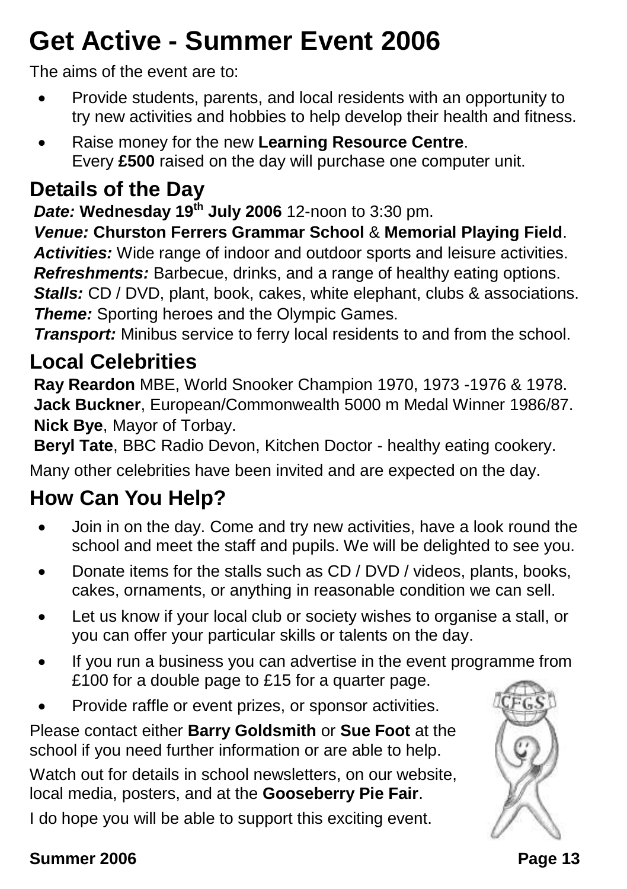# Get Active - Summer Event 2006

The aims of the event are to:

- Provide students, parents, and local residents with an opportunity to try new activities and hobbies to help develop their health and fitness.
- Raise money for the new **Learning Resource Centre**. Every **£500** raised on the day will purchase one computer unit.

## Details of the Day

***Date:*** **Wednesday 19th July 2006** 12-noon to 3:30 pm.
***Venue:*** **Churston Ferrers Grammar School** & **Memorial Playing Field**.
***Activities:*** Wide range of indoor and outdoor sports and leisure activities.
***Refreshments:*** Barbecue, drinks, and a range of healthy eating options.
***Stalls:*** CD / DVD, plant, book, cakes, white elephant, clubs & associations.
***Theme:*** Sporting heroes and the Olympic Games.
***Transport:*** Minibus service to ferry local residents to and from the school.

## Local Celebrities

**Ray Reardon** MBE, World Snooker Champion 1970, 1973 -1976 & 1978.
**Jack Buckner**, European/Commonwealth 5000 m Medal Winner 1986/87.
**Nick Bye**, Mayor of Torbay.
**Beryl Tate**, BBC Radio Devon, Kitchen Doctor - healthy eating cookery.

Many other celebrities have been invited and are expected on the day.

## How Can You Help?

- Join in on the day. Come and try new activities, have a look round the school and meet the staff and pupils. We will be delighted to see you.
- Donate items for the stalls such as CD / DVD / videos, plants, books, cakes, ornaments, or anything in reasonable condition we can sell.
- Let us know if your local club or society wishes to organise a stall, or you can offer your particular skills or talents on the day.
- If you run a business you can advertise in the event programme from £100 for a double page to £15 for a quarter page.
- Provide raffle or event prizes, or sponsor activities.

Please contact either **Barry Goldsmith** or **Sue Foot** at the school if you need further information or are able to help.

Watch out for details in school newsletters, on our website, local media, posters, and at the **Gooseberry Pie Fair**.

I do hope you will be able to support this exciting event.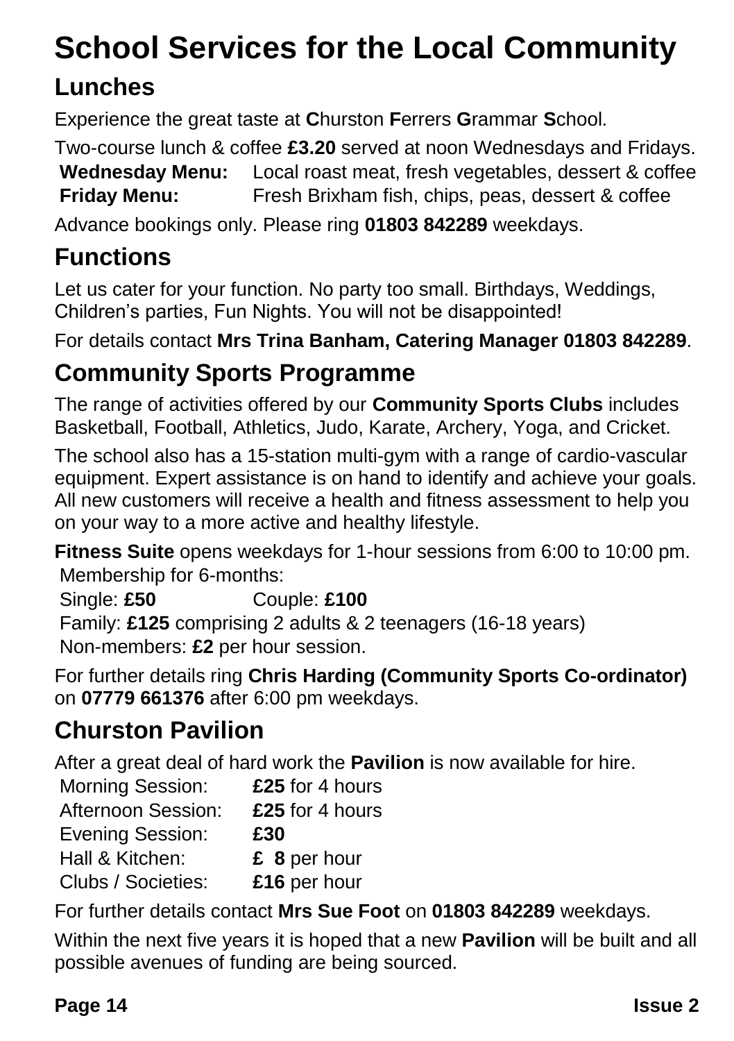# School Services for the Local Community

## Lunches

Experience the great taste at **C**hurston **F**errers **G**rammar **S**chool.

Two-course lunch & coffee **£3.20** served at noon Wednesdays and Fridays.

**Wednesday Menu:** Local roast meat, fresh vegetables, dessert & coffee
**Friday Menu:** Fresh Brixham fish, chips, peas, dessert & coffee

Advance bookings only. Please ring **01803 842289** weekdays.

## Functions

Let us cater for your function. No party too small. Birthdays, Weddings, Children's parties, Fun Nights. You will not be disappointed!

For details contact **Mrs Trina Banham, Catering Manager 01803 842289**.

## Community Sports Programme

The range of activities offered by our **Community Sports Clubs** includes Basketball, Football, Athletics, Judo, Karate, Archery, Yoga, and Cricket.

The school also has a 15-station multi-gym with a range of cardio-vascular equipment. Expert assistance is on hand to identify and achieve your goals. All new customers will receive a health and fitness assessment to help you on your way to a more active and healthy lifestyle.

**Fitness Suite** opens weekdays for 1-hour sessions from 6:00 to 10:00 pm.
Membership for 6-months:
Single: **£50** Couple: **£100**
Family: **£125** comprising 2 adults & 2 teenagers (16-18 years)
Non-members: **£2** per hour session.

For further details ring **Chris Harding (Community Sports Co-ordinator)** on **07779 661376** after 6:00 pm weekdays.

## Churston Pavilion

After a great deal of hard work the **Pavilion** is now available for hire.

| | |
|---|---|
| Morning Session: | **£25** for 4 hours |
| Afternoon Session: | **£25** for 4 hours |
| Evening Session: | **£30** |
| Hall & Kitchen: | **£ 8** per hour |
| Clubs / Societies: | **£16** per hour |

For further details contact **Mrs Sue Foot** on **01803 842289** weekdays.

Within the next five years it is hoped that a new **Pavilion** will be built and all possible avenues of funding are being sourced.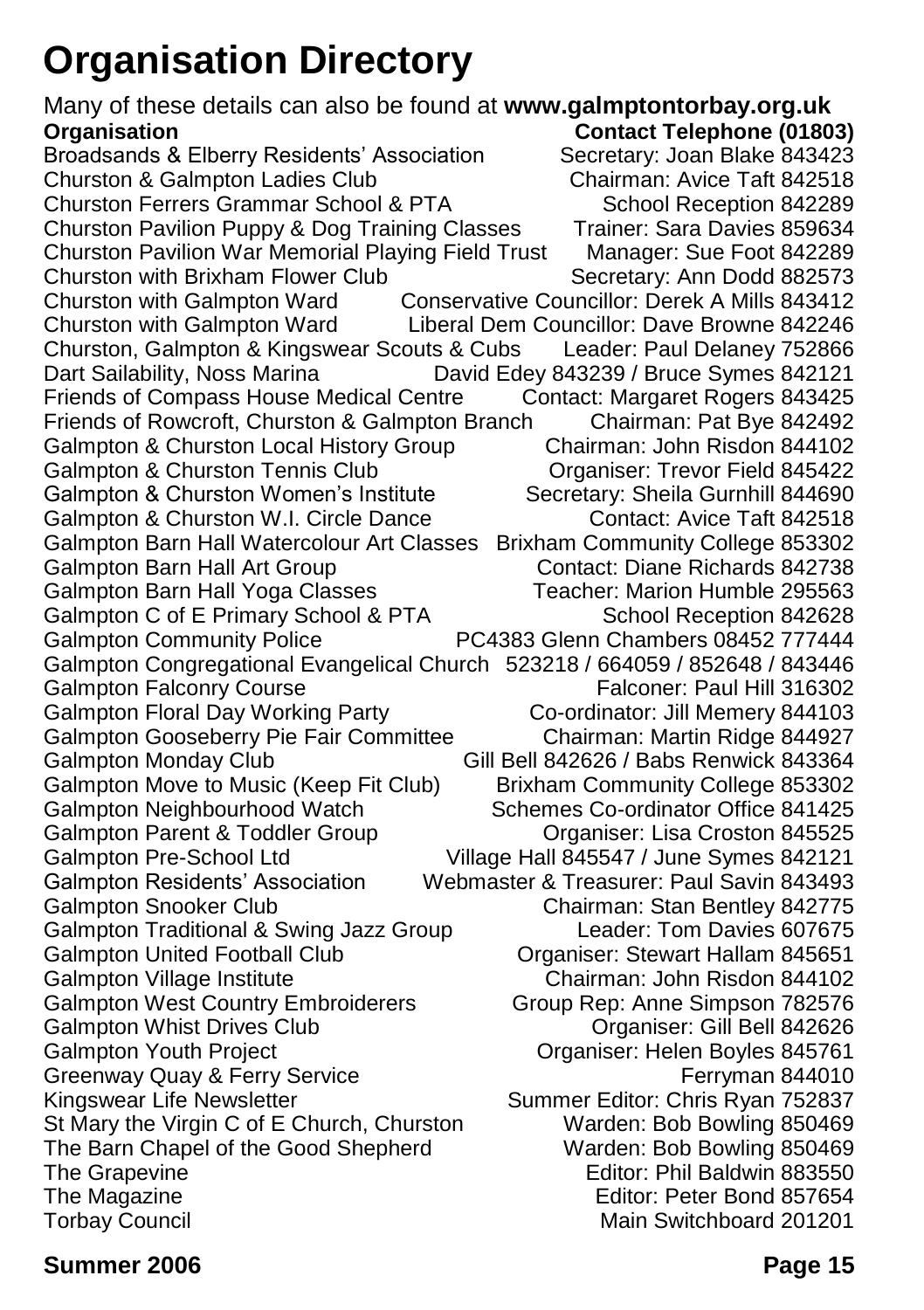# Organisation Directory

Many of these details can also be found at **www.galmptontorbay.org.uk**

| **Organisation** | **Contact Telephone (01803)** |
| --- | --- |
| Broadsands & Elberry Residents' Association | Secretary: Joan Blake 843423 |
| Churston & Galmpton Ladies Club | Chairman: Avice Taft 842518 |
| Churston Ferrers Grammar School & PTA | School Reception 842289 |
| Churston Pavilion Puppy & Dog Training Classes | Trainer: Sara Davies 859634 |
| Churston Pavilion War Memorial Playing Field Trust | Manager: Sue Foot 842289 |
| Churston with Brixham Flower Club | Secretary: Ann Dodd 882573 |
| Churston with Galmpton Ward | Conservative Councillor: Derek A Mills 843412 |
| Churston with Galmpton Ward | Liberal Dem Councillor: Dave Browne 842246 |
| Churston, Galmpton & Kingswear Scouts & Cubs | Leader: Paul Delaney 752866 |
| Dart Sailability, Noss Marina | David Edey 843239 / Bruce Symes 842121 |
| Friends of Compass House Medical Centre | Contact: Margaret Rogers 843425 |
| Friends of Rowcroft, Churston & Galmpton Branch | Chairman: Pat Bye 842492 |
| Galmpton & Churston Local History Group | Chairman: John Risdon 844102 |
| Galmpton & Churston Tennis Club | Organiser: Trevor Field 845422 |
| Galmpton & Churston Women's Institute | Secretary: Sheila Gurnhill 844690 |
| Galmpton & Churston W.I. Circle Dance | Contact: Avice Taft 842518 |
| Galmpton Barn Hall Watercolour Art Classes | Brixham Community College 853302 |
| Galmpton Barn Hall Art Group | Contact: Diane Richards 842738 |
| Galmpton Barn Hall Yoga Classes | Teacher: Marion Humble 295563 |
| Galmpton C of E Primary School & PTA | School Reception 842628 |
| Galmpton Community Police | PC4383 Glenn Chambers 08452 777444 |
| Galmpton Congregational Evangelical Church | 523218 / 664059 / 852648 / 843446 |
| Galmpton Falconry Course | Falconer: Paul Hill 316302 |
| Galmpton Floral Day Working Party | Co-ordinator: Jill Memery 844103 |
| Galmpton Gooseberry Pie Fair Committee | Chairman: Martin Ridge 844927 |
| Galmpton Monday Club | Gill Bell 842626 / Babs Renwick 843364 |
| Galmpton Move to Music (Keep Fit Club) | Brixham Community College 853302 |
| Galmpton Neighbourhood Watch | Schemes Co-ordinator Office 841425 |
| Galmpton Parent & Toddler Group | Organiser: Lisa Croston 845525 |
| Galmpton Pre-School Ltd | Village Hall 845547 / June Symes 842121 |
| Galmpton Residents' Association | Webmaster & Treasurer: Paul Savin 843493 |
| Galmpton Snooker Club | Chairman: Stan Bentley 842775 |
| Galmpton Traditional & Swing Jazz Group | Leader: Tom Davies 607675 |
| Galmpton United Football Club | Organiser: Stewart Hallam 845651 |
| Galmpton Village Institute | Chairman: John Risdon 844102 |
| Galmpton West Country Embroiderers | Group Rep: Anne Simpson 782576 |
| Galmpton Whist Drives Club | Organiser: Gill Bell 842626 |
| Galmpton Youth Project | Organiser: Helen Boyles 845761 |
| Greenway Quay & Ferry Service | Ferryman 844010 |
| Kingswear Life Newsletter | Summer Editor: Chris Ryan 752837 |
| St Mary the Virgin C of E Church, Churston | Warden: Bob Bowling 850469 |
| The Barn Chapel of the Good Shepherd | Warden: Bob Bowling 850469 |
| The Grapevine | Editor: Phil Baldwin 883550 |
| The Magazine | Editor: Peter Bond 857654 |
| Torbay Council | Main Switchboard 201201 |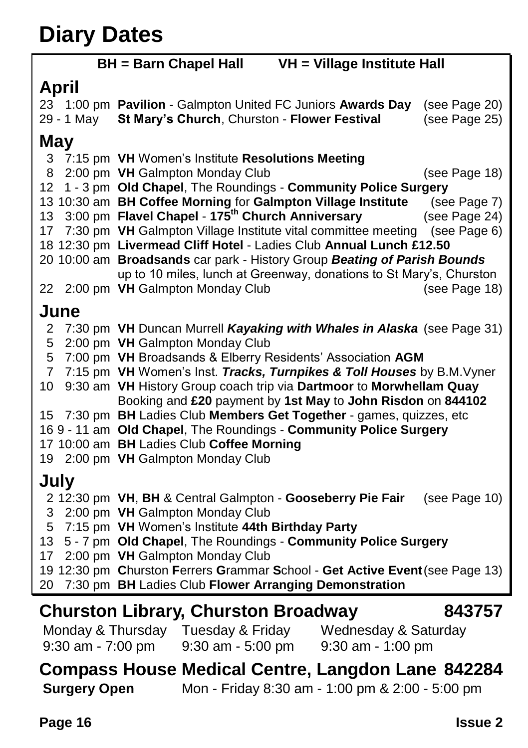# Diary Dates

**BH = Barn Chapel Hall     VH = Village Institute Hall**

## April

23  1:00 pm **Pavilion** - Galmpton United FC Juniors **Awards Day** (see Page 20)
29 - 1 May **St Mary's Church**, Churston - **Flower Festival** (see Page 25)

## May

3  7:15 pm **VH** Women's Institute **Resolutions Meeting**
8  2:00 pm **VH** Galmpton Monday Club (see Page 18)
12  1 - 3 pm **Old Chapel**, The Roundings - **Community Police Surgery**
13 10:30 am **BH Coffee Morning** for **Galmpton Village Institute** (see Page 7)
13  3:00 pm **Flavel Chapel** - **175th Church Anniversary** (see Page 24)
17  7:30 pm **VH** Galmpton Village Institute vital committee meeting (see Page 6)
18 12:30 pm **Livermead Cliff Hotel** - Ladies Club **Annual Lunch £12.50**
20 10:00 am **Broadsands** car park - History Group ***Beating of Parish Bounds*** up to 10 miles, lunch at Greenway, donations to St Mary's, Churston
22  2:00 pm **VH** Galmpton Monday Club (see Page 18)

## June

2  7:30 pm **VH** Duncan Murrell ***Kayaking with Whales in Alaska*** (see Page 31)
5  2:00 pm **VH** Galmpton Monday Club
5  7:00 pm **VH** Broadsands & Elberry Residents' Association **AGM**
7  7:15 pm **VH** Women's Inst. ***Tracks, Turnpikes & Toll Houses*** by B.M.Vyner
10  9:30 am **VH** History Group coach trip via **Dartmoor** to **Morwhellam Quay** Booking and **£20** payment by **1st May** to **John Risdon** on **844102**
15  7:30 pm **BH** Ladies Club **Members Get Together** - games, quizzes, etc
16 9 - 11 am **Old Chapel**, The Roundings - **Community Police Surgery**
17 10:00 am **BH** Ladies Club **Coffee Morning**
19  2:00 pm **VH** Galmpton Monday Club

## July

2 12:30 pm **VH**, **BH** & Central Galmpton - **Gooseberry Pie Fair** (see Page 10)
3  2:00 pm **VH** Galmpton Monday Club
5  7:15 pm **VH** Women's Institute **44th Birthday Party**
13  5 - 7 pm **Old Chapel**, The Roundings - **Community Police Surgery**
17  2:00 pm **VH** Galmpton Monday Club
19 12:30 pm **C**hurston **F**errers **G**rammar **S**chool - **Get Active Event** (see Page 13)
20  7:30 pm **BH** Ladies Club **Flower Arranging Demonstration**

## Churston Library, Churston Broadway 843757

| Monday & Thursday | Tuesday & Friday | Wednesday & Saturday |
|---|---|---|
| 9:30 am - 7:00 pm | 9:30 am - 5:00 pm | 9:30 am - 1:00 pm |

## Compass House Medical Centre, Langdon Lane 842284

**Surgery Open** Mon - Friday 8:30 am - 1:00 pm & 2:00 - 5:00 pm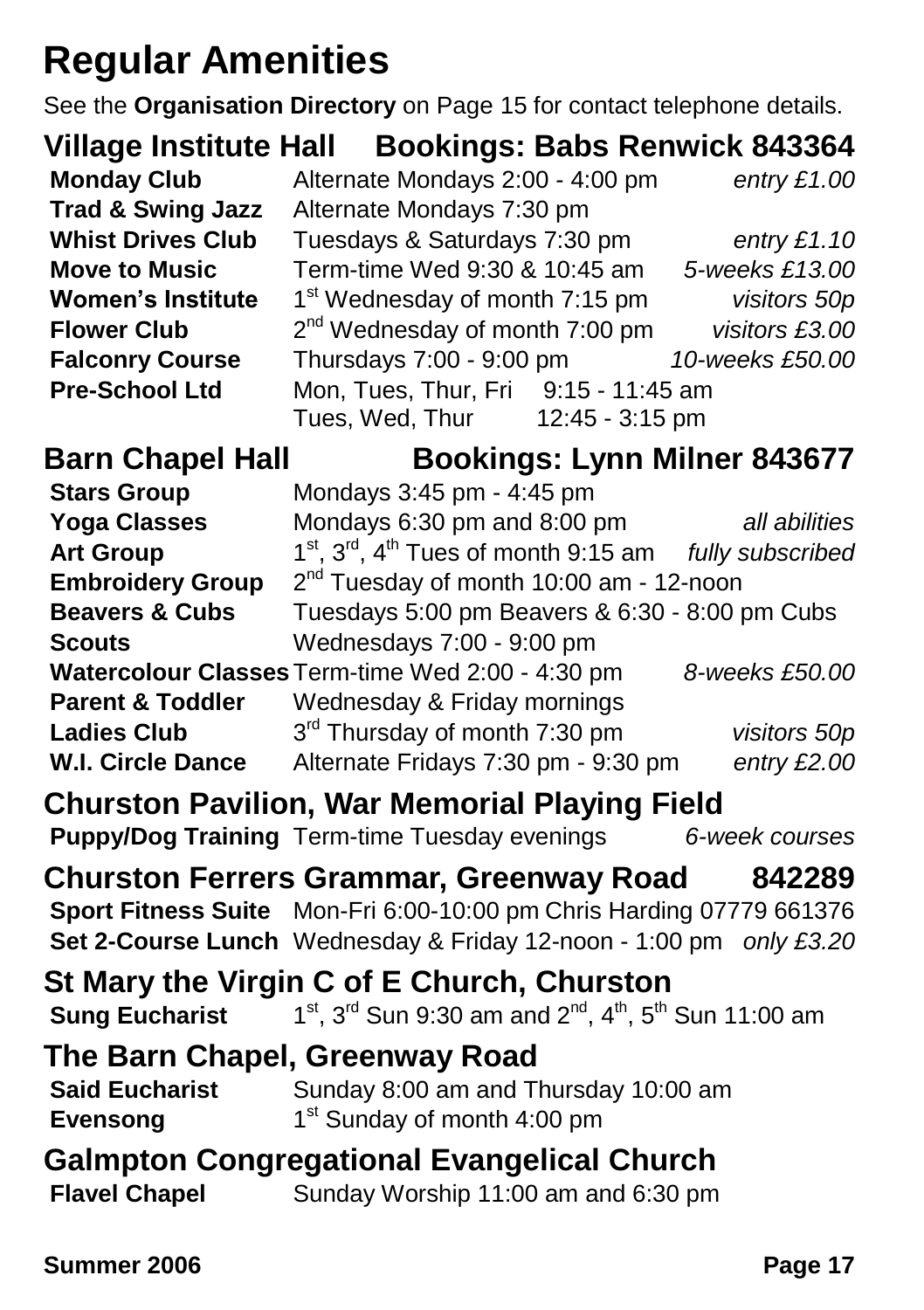# Regular Amenities

See the **Organisation Directory** on Page 15 for contact telephone details.

## Village Institute Hall — Bookings: Babs Renwick 843364

| | | |
|---|---|---|
| **Monday Club** | Alternate Mondays 2:00 - 4:00 pm | *entry £1.00* |
| **Trad & Swing Jazz** | Alternate Mondays 7:30 pm | |
| **Whist Drives Club** | Tuesdays & Saturdays 7:30 pm | *entry £1.10* |
| **Move to Music** | Term-time Wed 9:30 & 10:45 am | *5-weeks £13.00* |
| **Women's Institute** | 1st Wednesday of month 7:15 pm | *visitors 50p* |
| **Flower Club** | 2nd Wednesday of month 7:00 pm | *visitors £3.00* |
| **Falconry Course** | Thursdays 7:00 - 9:00 pm | *10-weeks £50.00* |
| **Pre-School Ltd** | Mon, Tues, Thur, Fri 9:15 - 11:45 am<br>Tues, Wed, Thur 12:45 - 3:15 pm | |

## Barn Chapel Hall — Bookings: Lynn Milner 843677

| | | |
|---|---|---|
| **Stars Group** | Mondays 3:45 pm - 4:45 pm | |
| **Yoga Classes** | Mondays 6:30 pm and 8:00 pm | *all abilities* |
| **Art Group** | 1st, 3rd, 4th Tues of month 9:15 am | *fully subscribed* |
| **Embroidery Group** | 2nd Tuesday of month 10:00 am - 12-noon | |
| **Beavers & Cubs** | Tuesdays 5:00 pm Beavers & 6:30 - 8:00 pm Cubs | |
| **Scouts** | Wednesdays 7:00 - 9:00 pm | |
| **Watercolour Classes** | Term-time Wed 2:00 - 4:30 pm | *8-weeks £50.00* |
| **Parent & Toddler** | Wednesday & Friday mornings | |
| **Ladies Club** | 3rd Thursday of month 7:30 pm | *visitors 50p* |
| **W.I. Circle Dance** | Alternate Fridays 7:30 pm - 9:30 pm | *entry £2.00* |

## Churston Pavilion, War Memorial Playing Field

| | | |
|---|---|---|
| **Puppy/Dog Training** | Term-time Tuesday evenings | *6-week courses* |

## Churston Ferrers Grammar, Greenway Road — 842289

| | | |
|---|---|---|
| **Sport Fitness Suite** | Mon-Fri 6:00-10:00 pm Chris Harding 07779 661376 | |
| **Set 2-Course Lunch** | Wednesday & Friday 12-noon - 1:00 pm | *only £3.20* |

## St Mary the Virgin C of E Church, Churston

**Sung Eucharist** — 1st, 3rd Sun 9:30 am and 2nd, 4th, 5th Sun 11:00 am

## The Barn Chapel, Greenway Road

**Said Eucharist** — Sunday 8:00 am and Thursday 10:00 am

**Evensong** — 1st Sunday of month 4:00 pm

## Galmpton Congregational Evangelical Church

**Flavel Chapel** — Sunday Worship 11:00 am and 6:30 pm

Summer 2006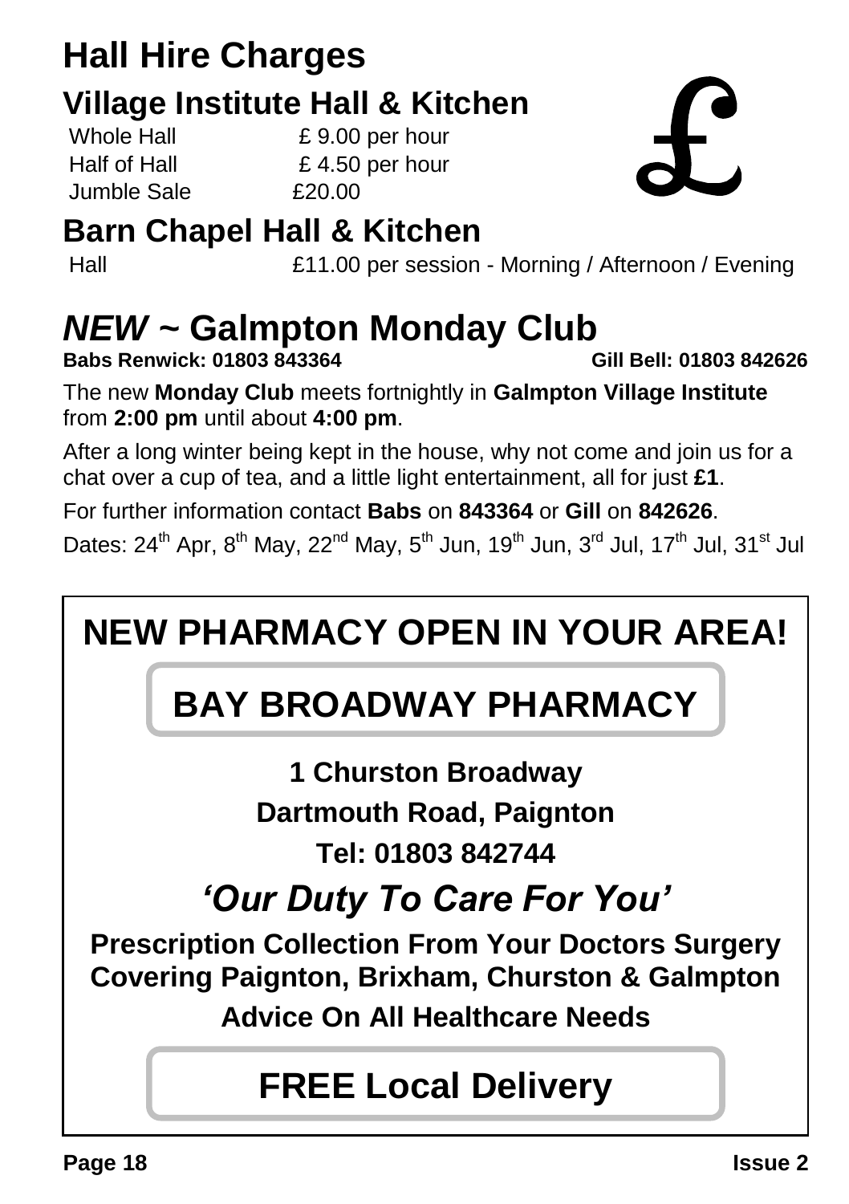# Hall Hire Charges

## Village Institute Hall & Kitchen

| | |
|---|---|
| Whole Hall | £ 9.00 per hour |
| Half of Hall | £ 4.50 per hour |
| Jumble Sale | £20.00 |

## Barn Chapel Hall & Kitchen

| | |
|---|---|
| Hall | £11.00 per session - Morning / Afternoon / Evening |

# *NEW* ~ Galmpton Monday Club

**Babs Renwick: 01803 843364** **Gill Bell: 01803 842626**

The new **Monday Club** meets fortnightly in **Galmpton Village Institute** from **2:00 pm** until about **4:00 pm**.

After a long winter being kept in the house, why not come and join us for a chat over a cup of tea, and a little light entertainment, all for just **£1**.

For further information contact **Babs** on **843364** or **Gill** on **842626**.

Dates: 24th Apr, 8th May, 22nd May, 5th Jun, 19th Jun, 3rd Jul, 17th Jul, 31st Jul

## NEW PHARMACY OPEN IN YOUR AREA!

## BAY BROADWAY PHARMACY

**1 Churston Broadway**

**Dartmouth Road, Paignton**

**Tel: 01803 842744**

***'Our Duty To Care For You'***

**Prescription Collection From Your Doctors Surgery Covering Paignton, Brixham, Churston & Galmpton**

**Advice On All Healthcare Needs**

**FREE Local Delivery**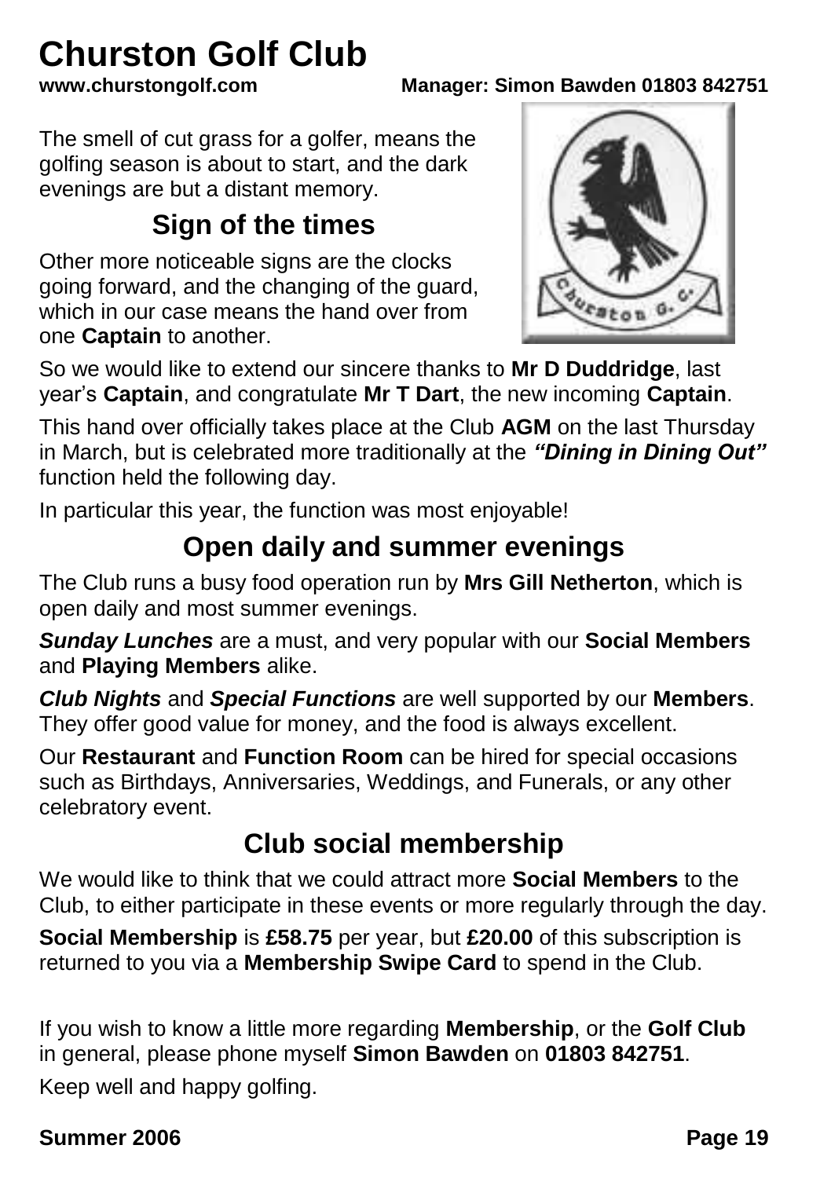# Churston Golf Club

**www.churstongolf.com** **Manager: Simon Bawden 01803 842751**

The smell of cut grass for a golfer, means the golfing season is about to start, and the dark evenings are but a distant memory.

## Sign of the times

Other more noticeable signs are the clocks going forward, and the changing of the guard, which in our case means the hand over from one **Captain** to another.

So we would like to extend our sincere thanks to **Mr D Duddridge**, last year's **Captain**, and congratulate **Mr T Dart**, the new incoming **Captain**.

This hand over officially takes place at the Club **AGM** on the last Thursday in March, but is celebrated more traditionally at the ***"Dining in Dining Out"*** function held the following day.

In particular this year, the function was most enjoyable!

## Open daily and summer evenings

The Club runs a busy food operation run by **Mrs Gill Netherton**, which is open daily and most summer evenings.

***Sunday Lunches*** are a must, and very popular with our **Social Members** and **Playing Members** alike.

***Club Nights*** and ***Special Functions*** are well supported by our **Members**. They offer good value for money, and the food is always excellent.

Our **Restaurant** and **Function Room** can be hired for special occasions such as Birthdays, Anniversaries, Weddings, and Funerals, or any other celebratory event.

## Club social membership

We would like to think that we could attract more **Social Members** to the Club, to either participate in these events or more regularly through the day.

**Social Membership** is **£58.75** per year, but **£20.00** of this subscription is returned to you via a **Membership Swipe Card** to spend in the Club.

If you wish to know a little more regarding **Membership**, or the **Golf Club** in general, please phone myself **Simon Bawden** on **01803 842751**.

Keep well and happy golfing.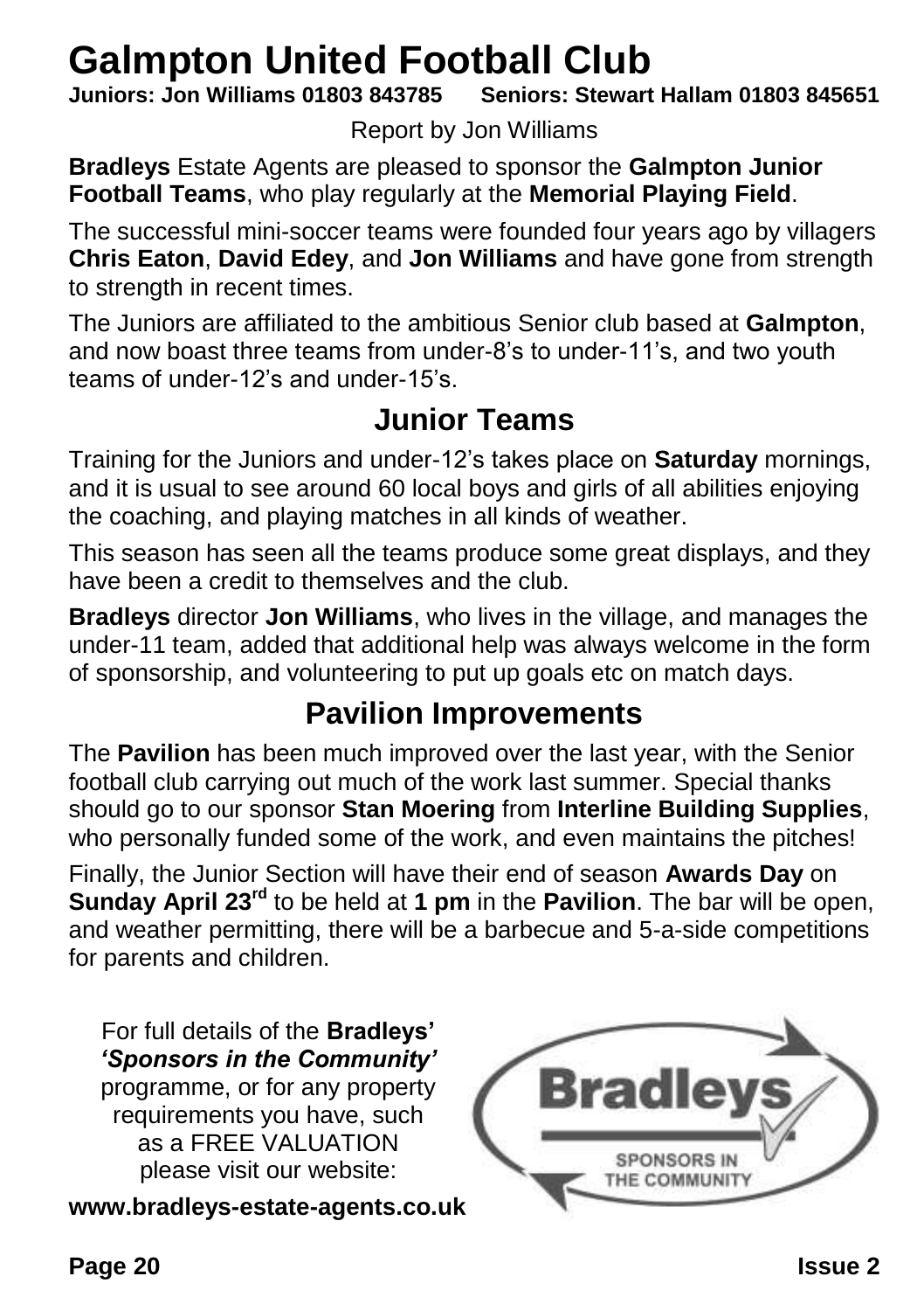# Galmpton United Football Club

**Juniors: Jon Williams 01803 843785 Seniors: Stewart Hallam 01803 845651**

Report by Jon Williams

**Bradleys** Estate Agents are pleased to sponsor the **Galmpton Junior Football Teams**, who play regularly at the **Memorial Playing Field**.

The successful mini-soccer teams were founded four years ago by villagers **Chris Eaton**, **David Edey**, and **Jon Williams** and have gone from strength to strength in recent times.

The Juniors are affiliated to the ambitious Senior club based at **Galmpton**, and now boast three teams from under-8's to under-11's, and two youth teams of under-12's and under-15's.

## Junior Teams

Training for the Juniors and under-12's takes place on **Saturday** mornings, and it is usual to see around 60 local boys and girls of all abilities enjoying the coaching, and playing matches in all kinds of weather.

This season has seen all the teams produce some great displays, and they have been a credit to themselves and the club.

**Bradleys** director **Jon Williams**, who lives in the village, and manages the under-11 team, added that additional help was always welcome in the form of sponsorship, and volunteering to put up goals etc on match days.

## Pavilion Improvements

The **Pavilion** has been much improved over the last year, with the Senior football club carrying out much of the work last summer. Special thanks should go to our sponsor **Stan Moering** from **Interline Building Supplies**, who personally funded some of the work, and even maintains the pitches!

Finally, the Junior Section will have their end of season **Awards Day** on **Sunday April 23rd** to be held at **1 pm** in the **Pavilion**. The bar will be open, and weather permitting, there will be a barbecue and 5-a-side competitions for parents and children.

For full details of the **Bradleys'** ***'Sponsors in the Community'*** programme, or for any property requirements you have, such as a FREE VALUATION please visit our website:

**www.bradleys-estate-agents.co.uk**

Bradleys
SPONSORS IN THE COMMUNITY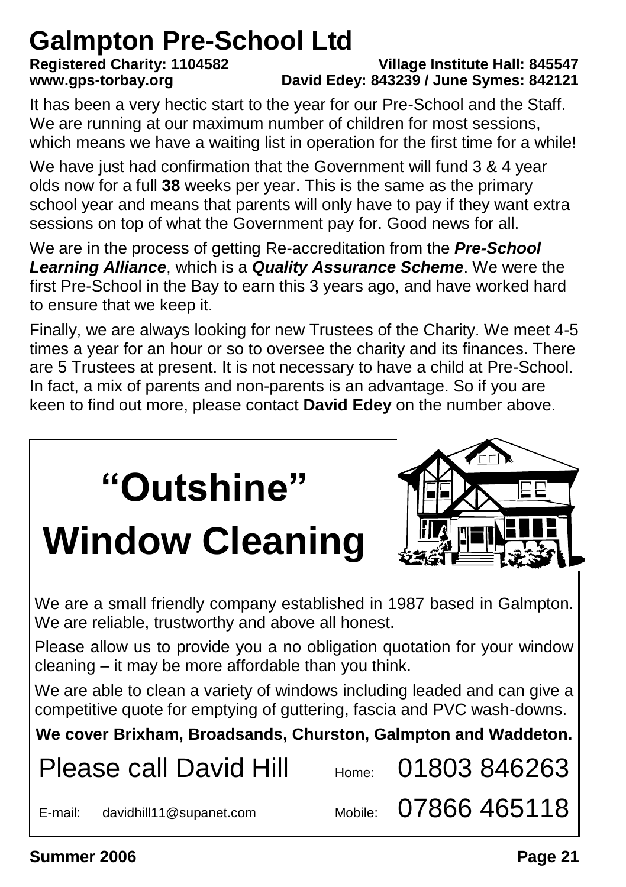# Galmpton Pre-School Ltd

**Registered Charity: 1104582** **Village Institute Hall: 845547**
**www.gps-torbay.org** **David Edey: 843239 / June Symes: 842121**

It has been a very hectic start to the year for our Pre-School and the Staff. We are running at our maximum number of children for most sessions, which means we have a waiting list in operation for the first time for a while!

We have just had confirmation that the Government will fund 3 & 4 year olds now for a full **38** weeks per year. This is the same as the primary school year and means that parents will only have to pay if they want extra sessions on top of what the Government pay for. Good news for all.

We are in the process of getting Re-accreditation from the ***Pre-School Learning Alliance***, which is a ***Quality Assurance Scheme***. We were the first Pre-School in the Bay to earn this 3 years ago, and have worked hard to ensure that we keep it.

Finally, we are always looking for new Trustees of the Charity. We meet 4-5 times a year for an hour or so to oversee the charity and its finances. There are 5 Trustees at present. It is not necessary to have a child at Pre-School. In fact, a mix of parents and non-parents is an advantage. So if you are keen to find out more, please contact **David Edey** on the number above.

# "Outshine" Window Cleaning

We are a small friendly company established in 1987 based in Galmpton. We are reliable, trustworthy and above all honest.

Please allow us to provide you a no obligation quotation for your window cleaning – it may be more affordable than you think.

We are able to clean a variety of windows including leaded and can give a competitive quote for emptying of guttering, fascia and PVC wash-downs.

**We cover Brixham, Broadsands, Churston, Galmpton and Waddeton.**

Please call David Hill — Home: 01803 846263

E-mail: davidhill11@supanet.com — Mobile: 07866 465118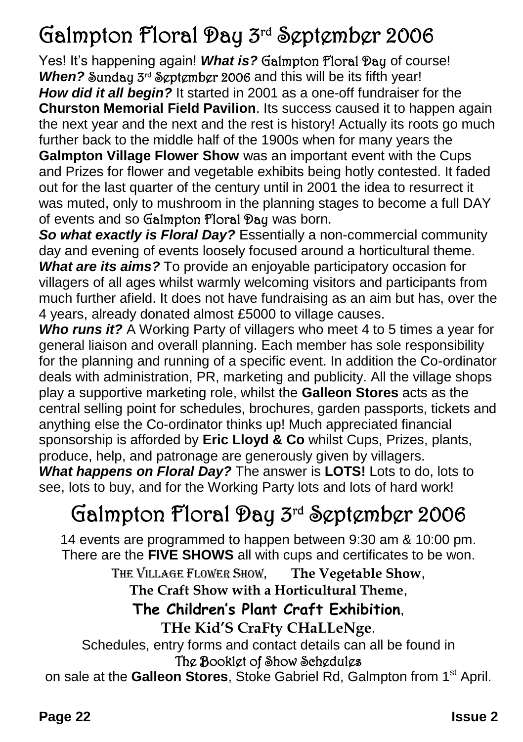# Galmpton Floral Day 3rd September 2006

Yes! It's happening again! ***What is?*** Galmpton Floral Day of course!
***When?*** Sunday 3rd September 2006 and this will be its fifth year!
***How did it all begin?*** It started in 2001 as a one-off fundraiser for the **Churston Memorial Field Pavilion**. Its success caused it to happen again the next year and the next and the rest is history! Actually its roots go much further back to the middle half of the 1900s when for many years the **Galmpton Village Flower Show** was an important event with the Cups and Prizes for flower and vegetable exhibits being hotly contested. It faded out for the last quarter of the century until in 2001 the idea to resurrect it was muted, only to mushroom in the planning stages to become a full DAY of events and so Galmpton Floral Day was born.
***So what exactly is Floral Day?*** Essentially a non-commercial community day and evening of events loosely focused around a horticultural theme.
***What are its aims?*** To provide an enjoyable participatory occasion for villagers of all ages whilst warmly welcoming visitors and participants from much further afield. It does not have fundraising as an aim but has, over the 4 years, already donated almost £5000 to village causes.
***Who runs it?*** A Working Party of villagers who meet 4 to 5 times a year for general liaison and overall planning. Each member has sole responsibility for the planning and running of a specific event. In addition the Co-ordinator deals with administration, PR, marketing and publicity. All the village shops play a supportive marketing role, whilst the **Galleon Stores** acts as the central selling point for schedules, brochures, garden passports, tickets and anything else the Co-ordinator thinks up! Much appreciated financial sponsorship is afforded by **Eric Lloyd & Co** whilst Cups, Prizes, plants, produce, help, and patronage are generously given by villagers.
***What happens on Floral Day?*** The answer is **LOTS!** Lots to do, lots to see, lots to buy, and for the Working Party lots and lots of hard work!

# Galmpton Floral Day 3rd September 2006

14 events are programmed to happen between 9:30 am & 10:00 pm.
There are the **FIVE SHOWS** all with cups and certificates to be won.

THE VILLAGE FLOWER SHOW, **The Vegetable Show**,
**The Craft Show with a Horticultural Theme**,
**The Children's Plant Craft Exhibition**,
**THe Kid'S CraFty CHaLLeNge**.

Schedules, entry forms and contact details can all be found in
The Booklet of Show Schedules
on sale at the **Galleon Stores**, Stoke Gabriel Rd, Galmpton from 1st April.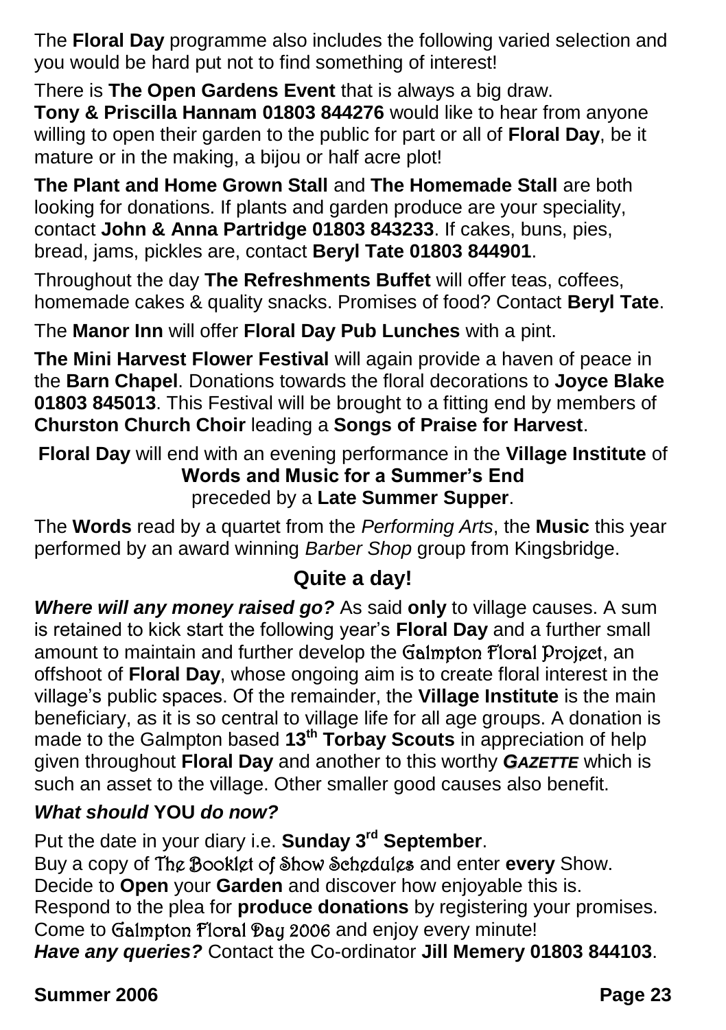The **Floral Day** programme also includes the following varied selection and you would be hard put not to find something of interest!

There is **The Open Gardens Event** that is always a big draw.
**Tony & Priscilla Hannam 01803 844276** would like to hear from anyone willing to open their garden to the public for part or all of **Floral Day**, be it mature or in the making, a bijou or half acre plot!

**The Plant and Home Grown Stall** and **The Homemade Stall** are both looking for donations. If plants and garden produce are your speciality, contact **John & Anna Partridge 01803 843233**. If cakes, buns, pies, bread, jams, pickles are, contact **Beryl Tate 01803 844901**.

Throughout the day **The Refreshments Buffet** will offer teas, coffees, homemade cakes & quality snacks. Promises of food? Contact **Beryl Tate**.

The **Manor Inn** will offer **Floral Day Pub Lunches** with a pint.

**The Mini Harvest Flower Festival** will again provide a haven of peace in the **Barn Chapel**. Donations towards the floral decorations to **Joyce Blake 01803 845013**. This Festival will be brought to a fitting end by members of **Churston Church Choir** leading a **Songs of Praise for Harvest**.

**Floral Day** will end with an evening performance in the **Village Institute** of
**Words and Music for a Summer's End**
preceded by a **Late Summer Supper**.

The **Words** read by a quartet from the *Performing Arts*, the **Music** this year performed by an award winning *Barber Shop* group from Kingsbridge.

## Quite a day!

***Where will any money raised go?*** As said **only** to village causes. A sum is retained to kick start the following year's **Floral Day** and a further small amount to maintain and further develop the Galmpton Floral Project, an offshoot of **Floral Day**, whose ongoing aim is to create floral interest in the village's public spaces. Of the remainder, the **Village Institute** is the main beneficiary, as it is so central to village life for all age groups. A donation is made to the Galmpton based **13th Torbay Scouts** in appreciation of help given throughout **Floral Day** and another to this worthy ***GAZETTE*** which is such an asset to the village. Other smaller good causes also benefit.

***What should YOU do now?***

Put the date in your diary i.e. **Sunday 3rd September**.
Buy a copy of The Booklet of Show Schedules and enter **every** Show.
Decide to **Open** your **Garden** and discover how enjoyable this is.
Respond to the plea for **produce donations** by registering your promises.
Come to Galmpton Floral Day 2006 and enjoy every minute!
***Have any queries?*** Contact the Co-ordinator **Jill Memery 01803 844103**.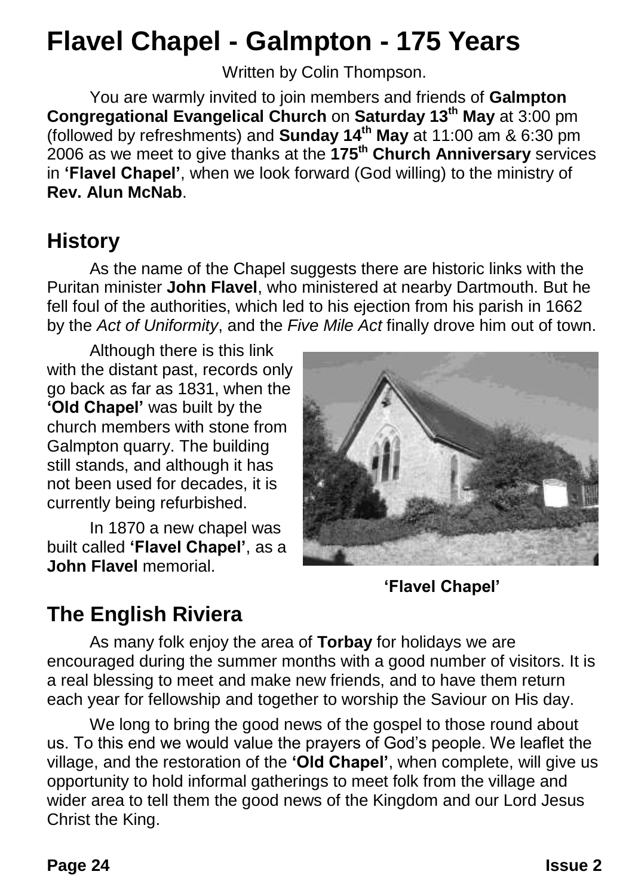# Flavel Chapel - Galmpton - 175 Years

Written by Colin Thompson.

You are warmly invited to join members and friends of **Galmpton Congregational Evangelical Church** on **Saturday 13th May** at 3:00 pm (followed by refreshments) and **Sunday 14th May** at 11:00 am & 6:30 pm 2006 as we meet to give thanks at the **175th Church Anniversary** services in **'Flavel Chapel'**, when we look forward (God willing) to the ministry of **Rev. Alun McNab**.

## History

As the name of the Chapel suggests there are historic links with the Puritan minister **John Flavel**, who ministered at nearby Dartmouth. But he fell foul of the authorities, which led to his ejection from his parish in 1662 by the *Act of Uniformity*, and the *Five Mile Act* finally drove him out of town.

Although there is this link with the distant past, records only go back as far as 1831, when the **'Old Chapel'** was built by the church members with stone from Galmpton quarry. The building still stands, and although it has not been used for decades, it is currently being refurbished.

In 1870 a new chapel was built called **'Flavel Chapel'**, as a **John Flavel** memorial.

**'Flavel Chapel'**

## The English Riviera

As many folk enjoy the area of **Torbay** for holidays we are encouraged during the summer months with a good number of visitors. It is a real blessing to meet and make new friends, and to have them return each year for fellowship and together to worship the Saviour on His day.

We long to bring the good news of the gospel to those round about us. To this end we would value the prayers of God's people. We leaflet the village, and the restoration of the **'Old Chapel'**, when complete, will give us opportunity to hold informal gatherings to meet folk from the village and wider area to tell them the good news of the Kingdom and our Lord Jesus Christ the King.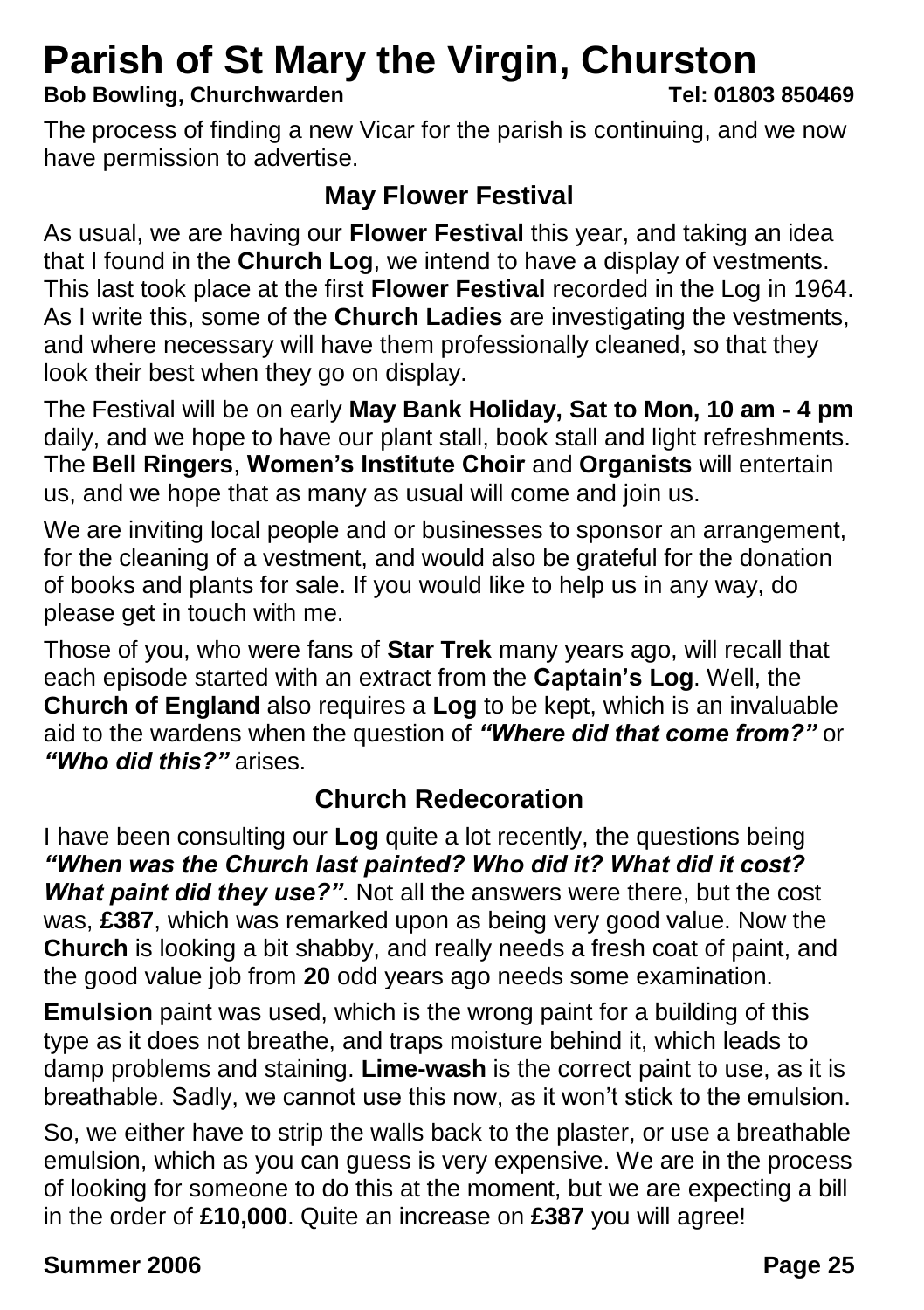# Parish of St Mary the Virgin, Churston

**Bob Bowling, Churchwarden** **Tel: 01803 850469**

The process of finding a new Vicar for the parish is continuing, and we now have permission to advertise.

## May Flower Festival

As usual, we are having our **Flower Festival** this year, and taking an idea that I found in the **Church Log**, we intend to have a display of vestments. This last took place at the first **Flower Festival** recorded in the Log in 1964. As I write this, some of the **Church Ladies** are investigating the vestments, and where necessary will have them professionally cleaned, so that they look their best when they go on display.

The Festival will be on early **May Bank Holiday, Sat to Mon, 10 am - 4 pm** daily, and we hope to have our plant stall, book stall and light refreshments. The **Bell Ringers**, **Women's Institute Choir** and **Organists** will entertain us, and we hope that as many as usual will come and join us.

We are inviting local people and or businesses to sponsor an arrangement, for the cleaning of a vestment, and would also be grateful for the donation of books and plants for sale. If you would like to help us in any way, do please get in touch with me.

Those of you, who were fans of **Star Trek** many years ago, will recall that each episode started with an extract from the **Captain's Log**. Well, the **Church of England** also requires a **Log** to be kept, which is an invaluable aid to the wardens when the question of ***"Where did that come from?"*** or ***"Who did this?"*** arises.

## Church Redecoration

I have been consulting our **Log** quite a lot recently, the questions being ***"When was the Church last painted? Who did it? What did it cost? What paint did they use?"***. Not all the answers were there, but the cost was, **£387**, which was remarked upon as being very good value. Now the **Church** is looking a bit shabby, and really needs a fresh coat of paint, and the good value job from **20** odd years ago needs some examination.

**Emulsion** paint was used, which is the wrong paint for a building of this type as it does not breathe, and traps moisture behind it, which leads to damp problems and staining. **Lime-wash** is the correct paint to use, as it is breathable. Sadly, we cannot use this now, as it won't stick to the emulsion.

So, we either have to strip the walls back to the plaster, or use a breathable emulsion, which as you can guess is very expensive. We are in the process of looking for someone to do this at the moment, but we are expecting a bill in the order of **£10,000**. Quite an increase on **£387** you will agree!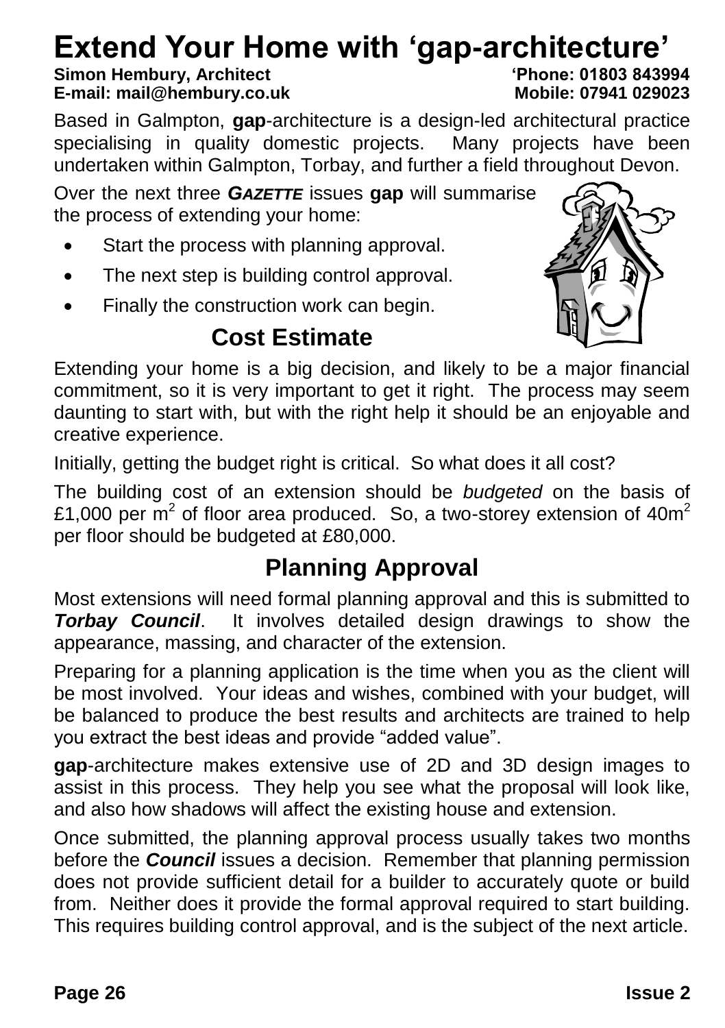# Extend Your Home with 'gap-architecture'

**Simon Hembury, Architect** **'Phone: 01803 843994**
**E-mail: mail@hembury.co.uk** **Mobile: 07941 029023**

Based in Galmpton, **gap**-architecture is a design-led architectural practice specialising in quality domestic projects. Many projects have been undertaken within Galmpton, Torbay, and further a field throughout Devon.

Over the next three ***GAZETTE*** issues **gap** will summarise the process of extending your home:

- Start the process with planning approval.
- The next step is building control approval.
- Finally the construction work can begin.

## Cost Estimate

Extending your home is a big decision, and likely to be a major financial commitment, so it is very important to get it right. The process may seem daunting to start with, but with the right help it should be an enjoyable and creative experience.

Initially, getting the budget right is critical. So what does it all cost?

The building cost of an extension should be *budgeted* on the basis of £1,000 per $m^2$ of floor area produced. So, a two-storey extension of $40m^2$ per floor should be budgeted at £80,000.

## Planning Approval

Most extensions will need formal planning approval and this is submitted to ***Torbay Council***. It involves detailed design drawings to show the appearance, massing, and character of the extension.

Preparing for a planning application is the time when you as the client will be most involved. Your ideas and wishes, combined with your budget, will be balanced to produce the best results and architects are trained to help you extract the best ideas and provide "added value".

**gap**-architecture makes extensive use of 2D and 3D design images to assist in this process. They help you see what the proposal will look like, and also how shadows will affect the existing house and extension.

Once submitted, the planning approval process usually takes two months before the ***Council*** issues a decision. Remember that planning permission does not provide sufficient detail for a builder to accurately quote or build from. Neither does it provide the formal approval required to start building. This requires building control approval, and is the subject of the next article.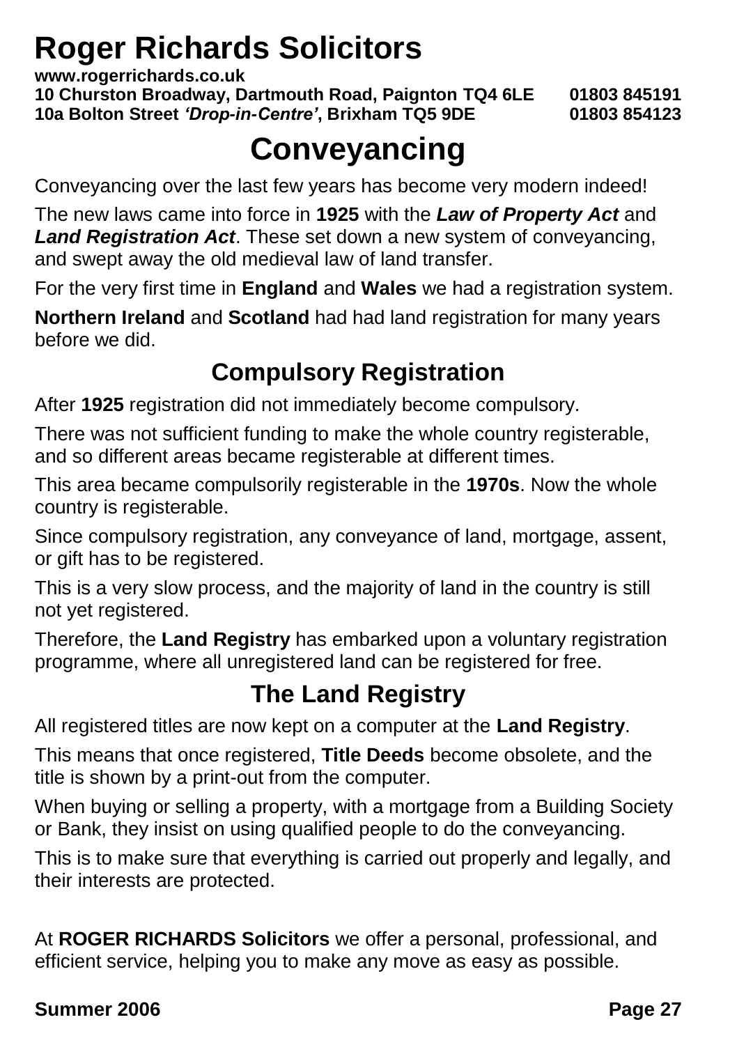# Roger Richards Solicitors

**www.rogerrichards.co.uk**
**10 Churston Broadway, Dartmouth Road, Paignton TQ4 6LE 01803 845191**
**10a Bolton Street *'Drop-in-Centre'*, Brixham TQ5 9DE 01803 854123**

## Conveyancing

Conveyancing over the last few years has become very modern indeed!

The new laws came into force in **1925** with the ***Law of Property Act*** and ***Land Registration Act***. These set down a new system of conveyancing, and swept away the old medieval law of land transfer.

For the very first time in **England** and **Wales** we had a registration system.

**Northern Ireland** and **Scotland** had had land registration for many years before we did.

### Compulsory Registration

After **1925** registration did not immediately become compulsory.

There was not sufficient funding to make the whole country registerable, and so different areas became registerable at different times.

This area became compulsorily registerable in the **1970s**. Now the whole country is registerable.

Since compulsory registration, any conveyance of land, mortgage, assent, or gift has to be registered.

This is a very slow process, and the majority of land in the country is still not yet registered.

Therefore, the **Land Registry** has embarked upon a voluntary registration programme, where all unregistered land can be registered for free.

### The Land Registry

All registered titles are now kept on a computer at the **Land Registry**.

This means that once registered, **Title Deeds** become obsolete, and the title is shown by a print-out from the computer.

When buying or selling a property, with a mortgage from a Building Society or Bank, they insist on using qualified people to do the conveyancing.

This is to make sure that everything is carried out properly and legally, and their interests are protected.

At **ROGER RICHARDS Solicitors** we offer a personal, professional, and efficient service, helping you to make any move as easy as possible.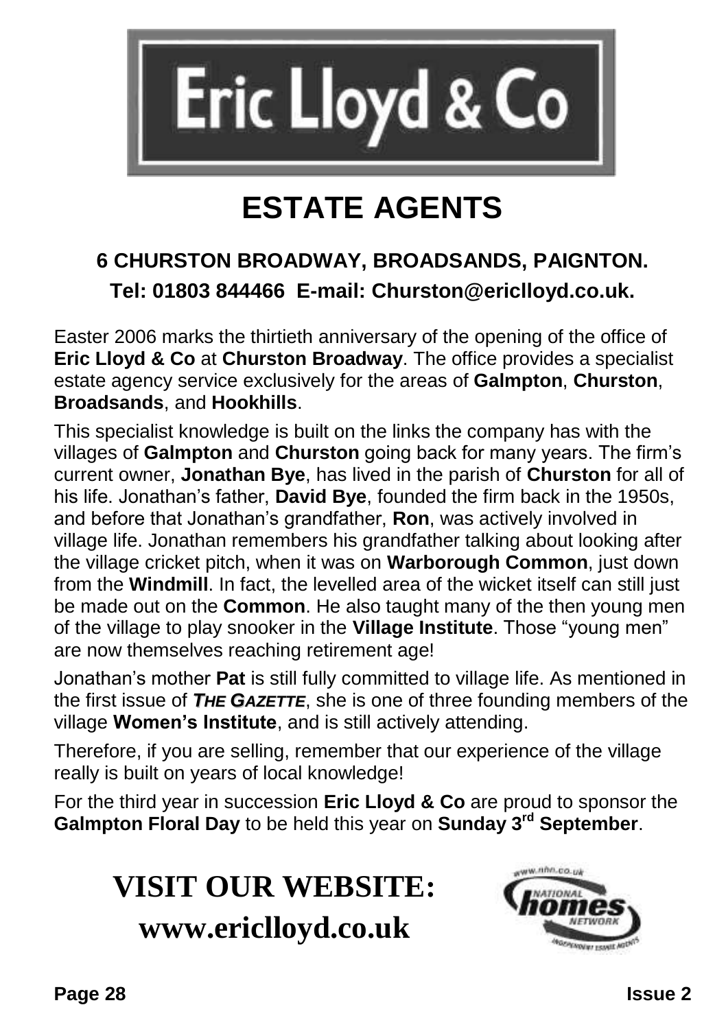# Eric Lloyd & Co

# ESTATE AGENTS

**6 CHURSTON BROADWAY, BROADSANDS, PAIGNTON.**

**Tel: 01803 844466 E-mail: Churston@ericlloyd.co.uk.**

Easter 2006 marks the thirtieth anniversary of the opening of the office of **Eric Lloyd & Co** at **Churston Broadway**. The office provides a specialist estate agency service exclusively for the areas of **Galmpton**, **Churston**, **Broadsands**, and **Hookhills**.

This specialist knowledge is built on the links the company has with the villages of **Galmpton** and **Churston** going back for many years. The firm's current owner, **Jonathan Bye**, has lived in the parish of **Churston** for all of his life. Jonathan's father, **David Bye**, founded the firm back in the 1950s, and before that Jonathan's grandfather, **Ron**, was actively involved in village life. Jonathan remembers his grandfather talking about looking after the village cricket pitch, when it was on **Warborough Common**, just down from the **Windmill**. In fact, the levelled area of the wicket itself can still just be made out on the **Common**. He also taught many of the then young men of the village to play snooker in the **Village Institute**. Those "young men" are now themselves reaching retirement age!

Jonathan's mother **Pat** is still fully committed to village life. As mentioned in the first issue of ***The Gazette***, she is one of three founding members of the village **Women's Institute**, and is still actively attending.

Therefore, if you are selling, remember that our experience of the village really is built on years of local knowledge!

For the third year in succession **Eric Lloyd & Co** are proud to sponsor the **Galmpton Floral Day** to be held this year on **Sunday 3rd September**.

**VISIT OUR WEBSITE:**

**www.ericlloyd.co.uk**

www.nhn.co.uk National Homes Network — Independent Estate Agents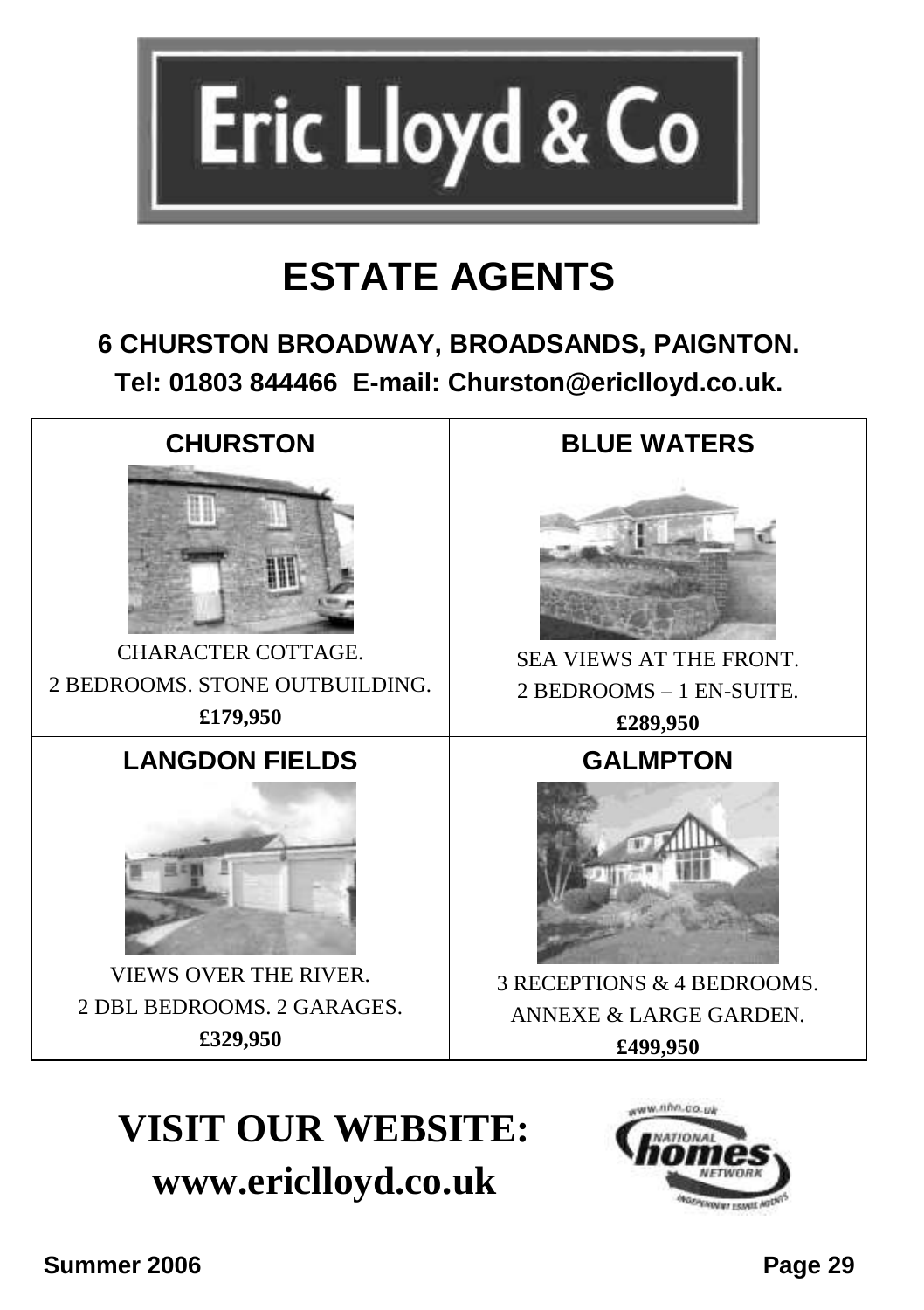# Eric Lloyd & Co

## ESTATE AGENTS

**6 CHURSTON BROADWAY, BROADSANDS, PAIGNTON.**

**Tel: 01803 844466 E-mail: Churston@ericlloyd.co.uk.**

| CHURSTON | BLUE WATERS |
|---|---|
| CHARACTER COTTAGE.<br>2 BEDROOMS. STONE OUTBUILDING.<br>**£179,950** | SEA VIEWS AT THE FRONT.<br>2 BEDROOMS – 1 EN-SUITE.<br>**£289,950** |
| **LANGDON FIELDS** | **GALMPTON** |
| VIEWS OVER THE RIVER.<br>2 DBL BEDROOMS. 2 GARAGES.<br>**£329,950** | 3 RECEPTIONS & 4 BEDROOMS.<br>ANNEXE & LARGE GARDEN.<br>**£499,950** |

## VISIT OUR WEBSITE:
**www.ericlloyd.co.uk**

www.nhn.co.uk NATIONAL homes NETWORK INDEPENDENT ESTATE AGENTS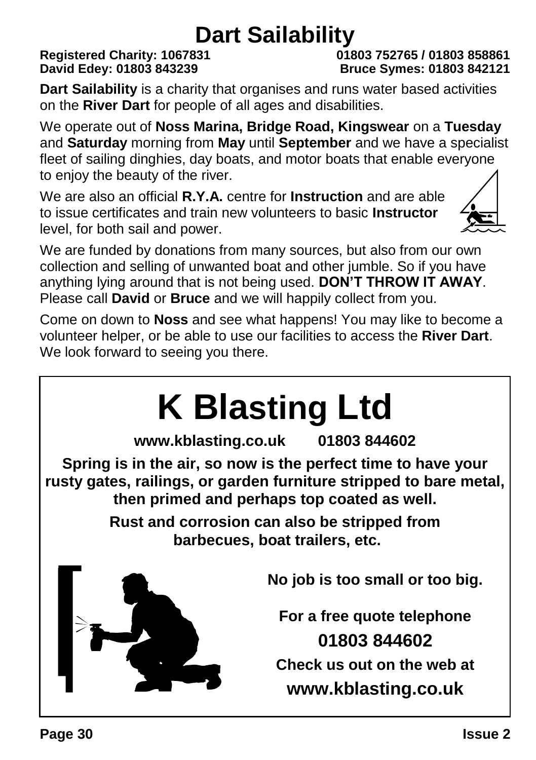# Dart Sailability

**Registered Charity: 1067831** **01803 752765 / 01803 858861**
**David Edey: 01803 843239** **Bruce Symes: 01803 842121**

**Dart Sailability** is a charity that organises and runs water based activities on the **River Dart** for people of all ages and disabilities.

We operate out of **Noss Marina, Bridge Road, Kingswear** on a **Tuesday** and **Saturday** morning from **May** until **September** and we have a specialist fleet of sailing dinghies, day boats, and motor boats that enable everyone to enjoy the beauty of the river.

We are also an official **R.Y.A.** centre for **Instruction** and are able to issue certificates and train new volunteers to basic **Instructor** level, for both sail and power.

We are funded by donations from many sources, but also from our own collection and selling of unwanted boat and other jumble. So if you have anything lying around that is not being used. **DON'T THROW IT AWAY**. Please call **David** or **Bruce** and we will happily collect from you.

Come on down to **Noss** and see what happens! You may like to become a volunteer helper, or be able to use our facilities to access the **River Dart**. We look forward to seeing you there.

# K Blasting Ltd

**www.kblasting.co.uk 01803 844602**

**Spring is in the air, so now is the perfect time to have your rusty gates, railings, or garden furniture stripped to bare metal, then primed and perhaps top coated as well.**

**Rust and corrosion can also be stripped from barbecues, boat trailers, etc.**

**No job is too small or too big.**

**For a free quote telephone**
**01803 844602**
**Check us out on the web at**
**www.kblasting.co.uk**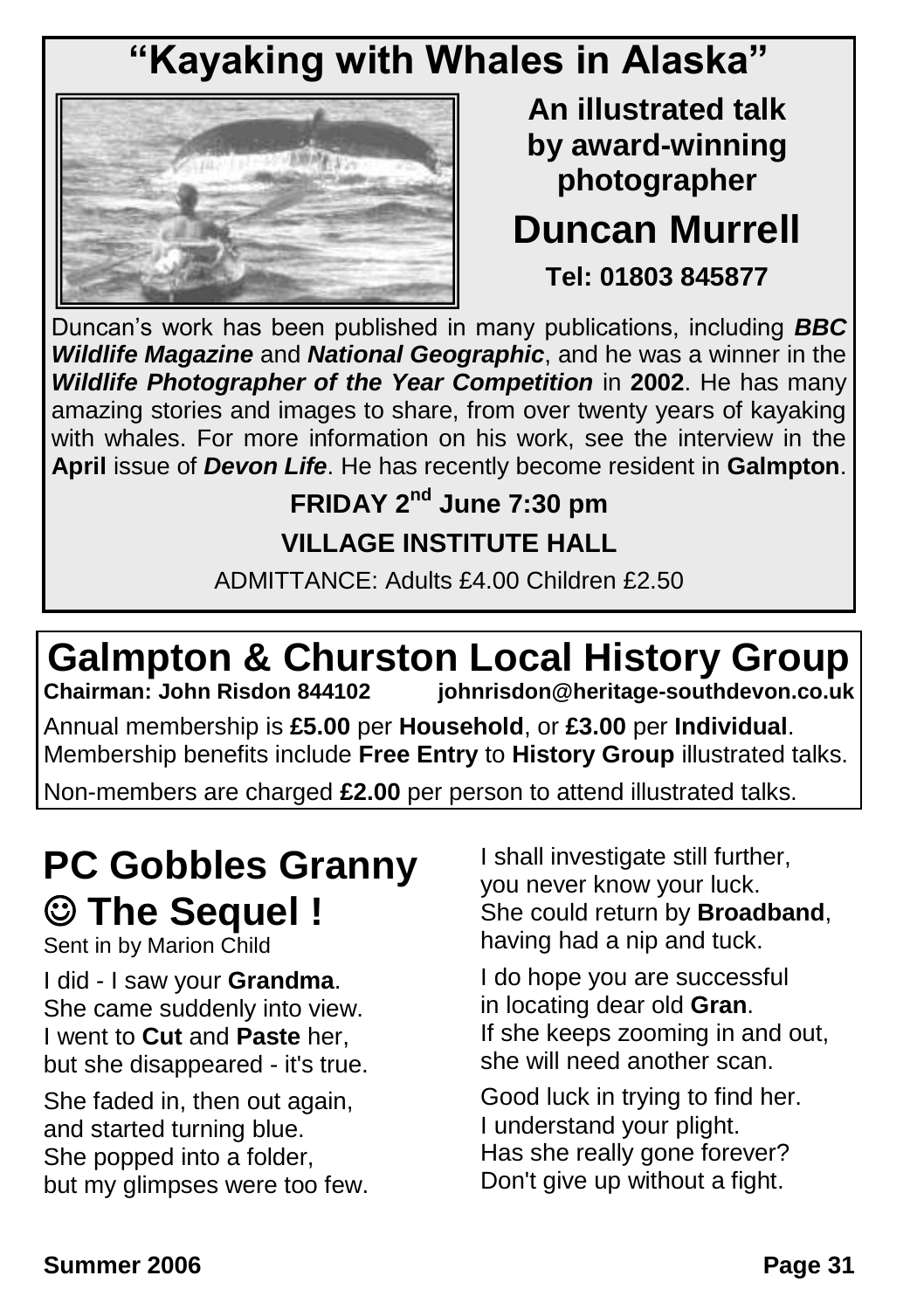# "Kayaking with Whales in Alaska"

**An illustrated talk by award-winning photographer**

## Duncan Murrell

**Tel: 01803 845877**

Duncan's work has been published in many publications, including ***BBC Wildlife Magazine*** and ***National Geographic***, and he was a winner in the ***Wildlife Photographer of the Year Competition*** in **2002**. He has many amazing stories and images to share, from over twenty years of kayaking with whales. For more information on his work, see the interview in the **April** issue of ***Devon Life***. He has recently become resident in **Galmpton**.

**FRIDAY 2nd June 7:30 pm**

**VILLAGE INSTITUTE HALL**

ADMITTANCE: Adults £4.00 Children £2.50

# Galmpton & Churston Local History Group

**Chairman: John Risdon 844102 johnrisdon@heritage-southdevon.co.uk**

Annual membership is **£5.00** per **Household**, or **£3.00** per **Individual**. Membership benefits include **Free Entry** to **History Group** illustrated talks.

Non-members are charged **£2.00** per person to attend illustrated talks.

# PC Gobbles Granny ☺ The Sequel !

Sent in by Marion Child

I did - I saw your **Grandma**.
She came suddenly into view.
I went to **Cut** and **Paste** her,
but she disappeared - it's true.

She faded in, then out again,
and started turning blue.
She popped into a folder,
but my glimpses were too few.

I shall investigate still further,
you never know your luck.
She could return by **Broadband**,
having had a nip and tuck.

I do hope you are successful
in locating dear old **Gran**.
If she keeps zooming in and out,
she will need another scan.

Good luck in trying to find her.
I understand your plight.
Has she really gone forever?
Don't give up without a fight.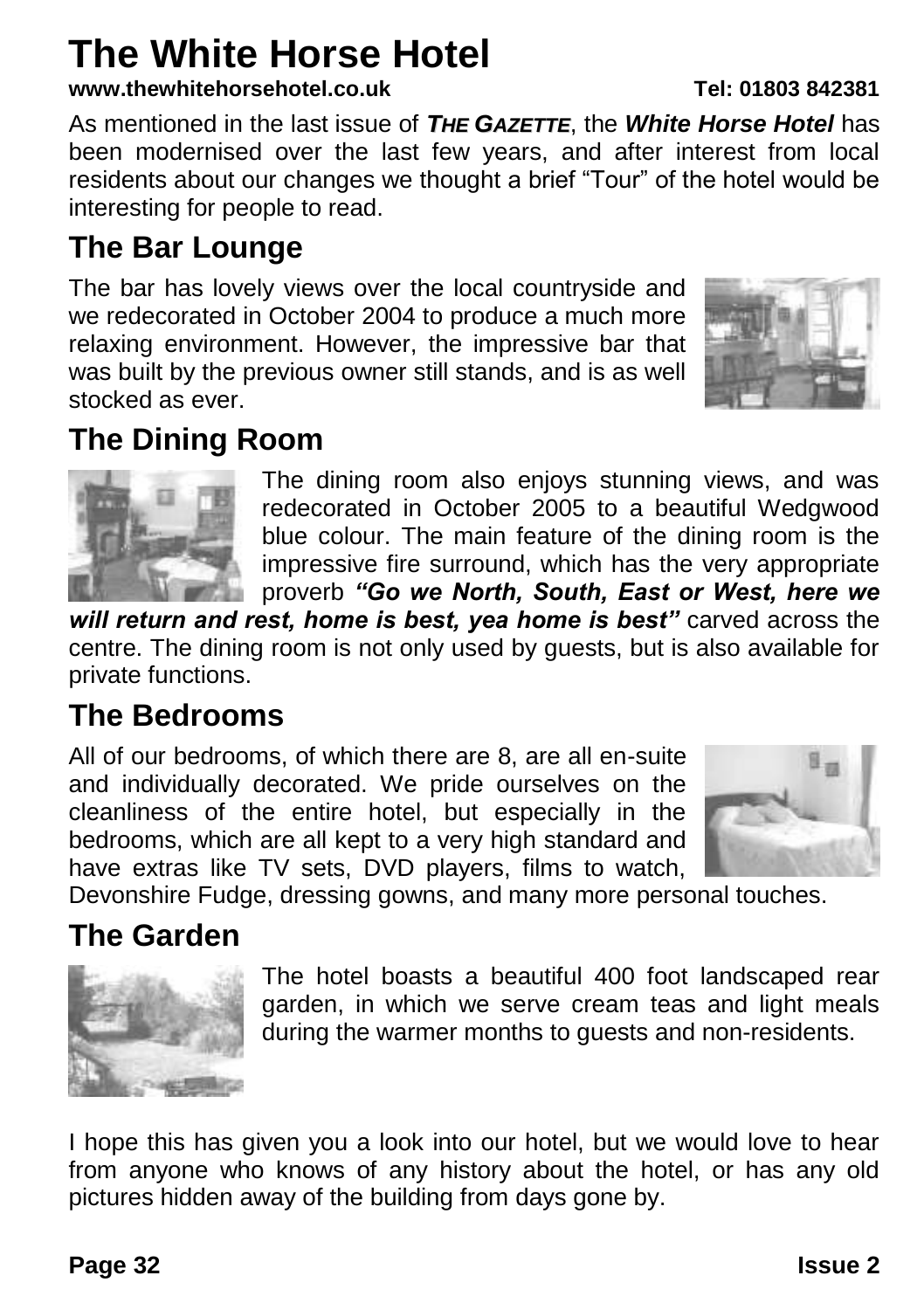# The White Horse Hotel

**www.thewhitehorsehotel.co.uk** **Tel: 01803 842381**

As mentioned in the last issue of ***THE GAZETTE***, the ***White Horse Hotel*** has been modernised over the last few years, and after interest from local residents about our changes we thought a brief "Tour" of the hotel would be interesting for people to read.

## The Bar Lounge

The bar has lovely views over the local countryside and we redecorated in October 2004 to produce a much more relaxing environment. However, the impressive bar that was built by the previous owner still stands, and is as well stocked as ever.

## The Dining Room

The dining room also enjoys stunning views, and was redecorated in October 2005 to a beautiful Wedgwood blue colour. The main feature of the dining room is the impressive fire surround, which has the very appropriate proverb ***"Go we North, South, East or West, here we will return and rest, home is best, yea home is best"*** carved across the centre. The dining room is not only used by guests, but is also available for private functions.

## The Bedrooms

All of our bedrooms, of which there are 8, are all en-suite and individually decorated. We pride ourselves on the cleanliness of the entire hotel, but especially in the bedrooms, which are all kept to a very high standard and have extras like TV sets, DVD players, films to watch, Devonshire Fudge, dressing gowns, and many more personal touches.

## The Garden

The hotel boasts a beautiful 400 foot landscaped rear garden, in which we serve cream teas and light meals during the warmer months to guests and non-residents.

I hope this has given you a look into our hotel, but we would love to hear from anyone who knows of any history about the hotel, or has any old pictures hidden away of the building from days gone by.